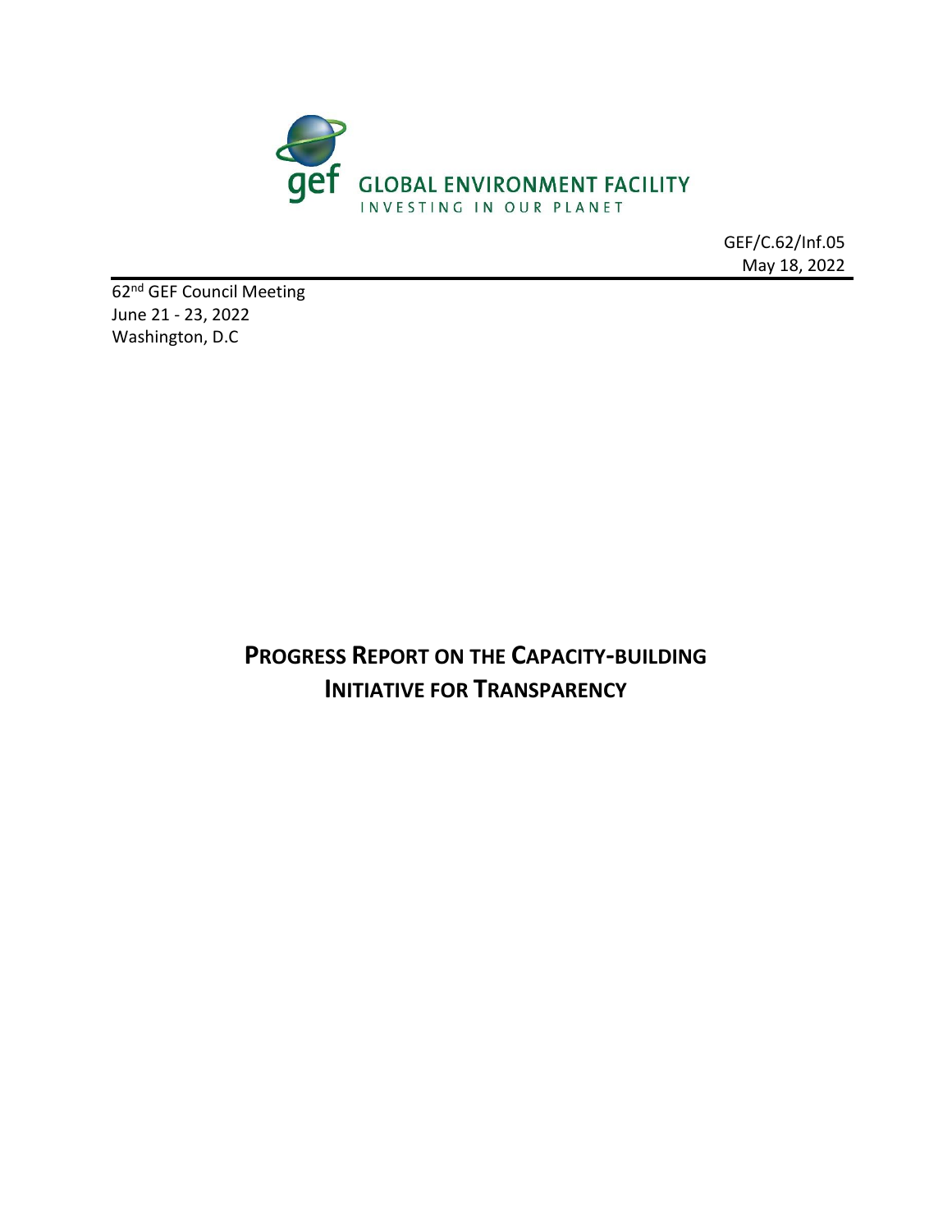GLOBAL ENVIRONMENT FACILITY

INVESTING IN OUR PLANET

GEF/C.62/Inf.05
May 18, 2022

62nd GEF Council Meeting
June 21 - 23, 2022
Washington, D.C

# PROGRESS REPORT ON THE CAPACITY-BUILDING INITIATIVE FOR TRANSPARENCY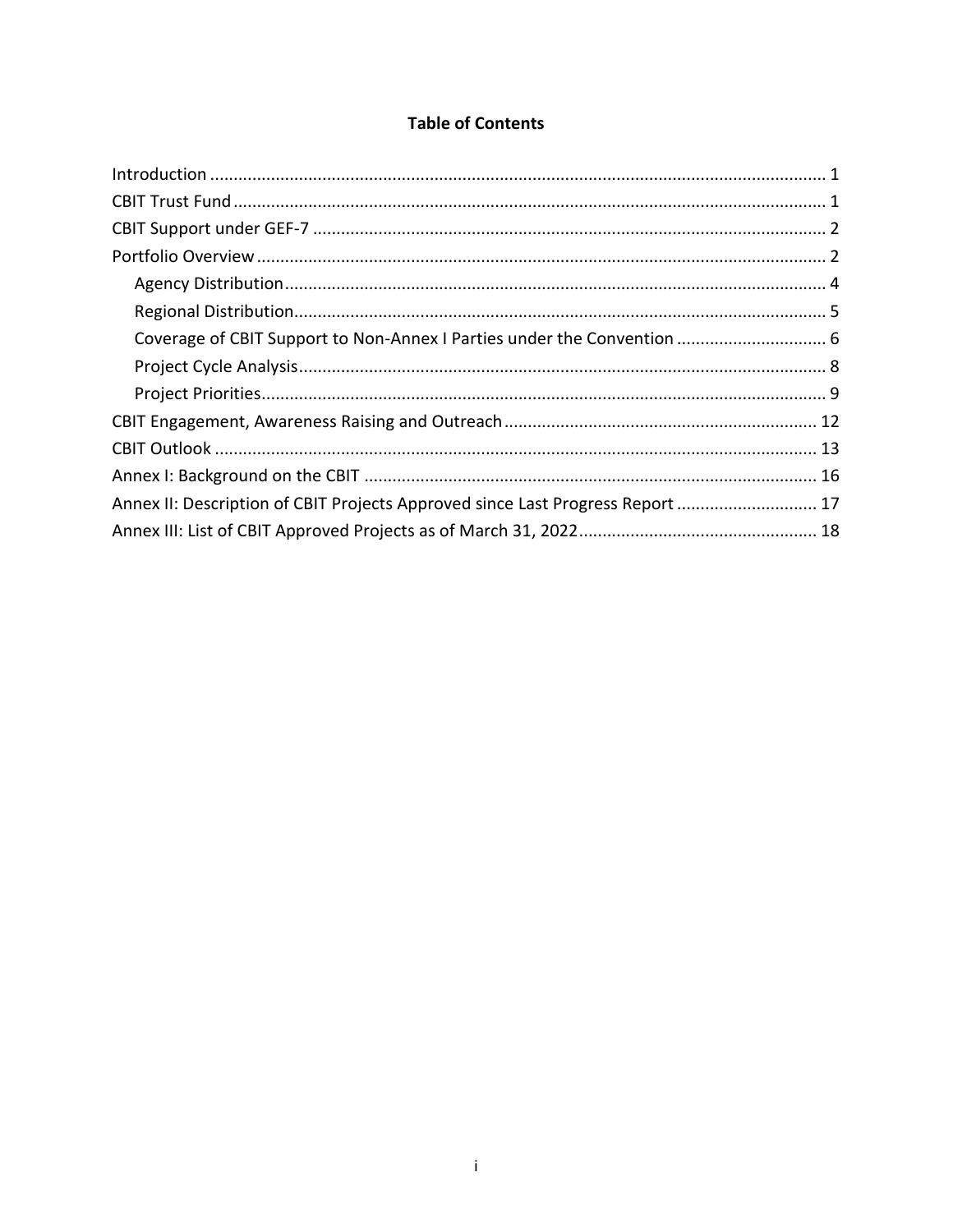**Table of Contents**

- Introduction ... 1
- CBIT Trust Fund ... 1
- CBIT Support under GEF-7 ... 2
- Portfolio Overview ... 2
  - Agency Distribution ... 4
  - Regional Distribution ... 5
  - Coverage of CBIT Support to Non-Annex I Parties under the Convention ... 6
  - Project Cycle Analysis ... 8
  - Project Priorities ... 9
- CBIT Engagement, Awareness Raising and Outreach ... 12
- CBIT Outlook ... 13
- Annex I: Background on the CBIT ... 16
- Annex II: Description of CBIT Projects Approved since Last Progress Report ... 17
- Annex III: List of CBIT Approved Projects as of March 31, 2022 ... 18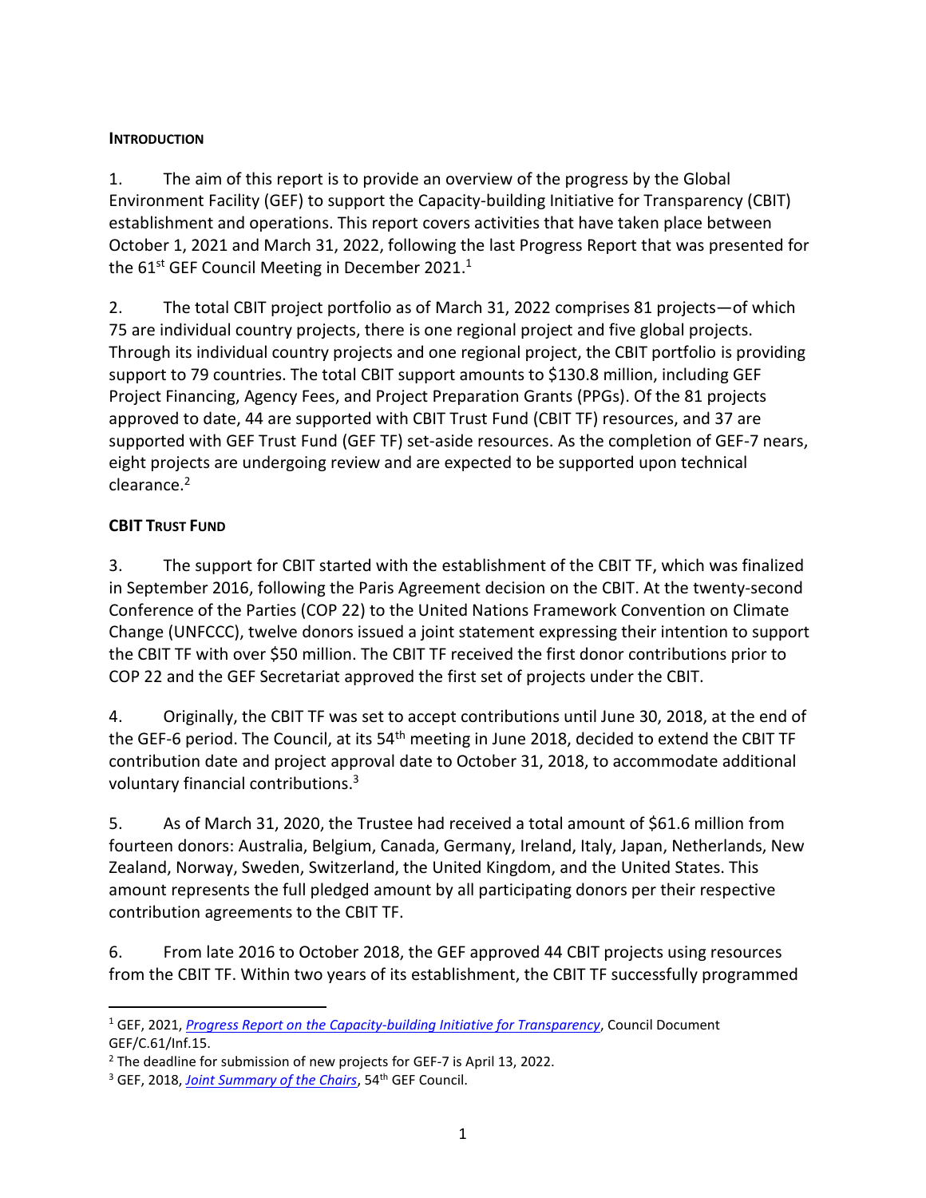## INTRODUCTION

1. The aim of this report is to provide an overview of the progress by the Global Environment Facility (GEF) to support the Capacity-building Initiative for Transparency (CBIT) establishment and operations. This report covers activities that have taken place between October 1, 2021 and March 31, 2022, following the last Progress Report that was presented for the 61st GEF Council Meeting in December 2021.[1]

2. The total CBIT project portfolio as of March 31, 2022 comprises 81 projects—of which 75 are individual country projects, there is one regional project and five global projects. Through its individual country projects and one regional project, the CBIT portfolio is providing support to 79 countries. The total CBIT support amounts to $130.8 million, including GEF Project Financing, Agency Fees, and Project Preparation Grants (PPGs). Of the 81 projects approved to date, 44 are supported with CBIT Trust Fund (CBIT TF) resources, and 37 are supported with GEF Trust Fund (GEF TF) set-aside resources. As the completion of GEF-7 nears, eight projects are undergoing review and are expected to be supported upon technical clearance.[2]

## CBIT TRUST FUND

3. The support for CBIT started with the establishment of the CBIT TF, which was finalized in September 2016, following the Paris Agreement decision on the CBIT. At the twenty-second Conference of the Parties (COP 22) to the United Nations Framework Convention on Climate Change (UNFCCC), twelve donors issued a joint statement expressing their intention to support the CBIT TF with over $50 million. The CBIT TF received the first donor contributions prior to COP 22 and the GEF Secretariat approved the first set of projects under the CBIT.

4. Originally, the CBIT TF was set to accept contributions until June 30, 2018, at the end of the GEF-6 period. The Council, at its 54th meeting in June 2018, decided to extend the CBIT TF contribution date and project approval date to October 31, 2018, to accommodate additional voluntary financial contributions.[3]

5. As of March 31, 2020, the Trustee had received a total amount of $61.6 million from fourteen donors: Australia, Belgium, Canada, Germany, Ireland, Italy, Japan, Netherlands, New Zealand, Norway, Sweden, Switzerland, the United Kingdom, and the United States. This amount represents the full pledged amount by all participating donors per their respective contribution agreements to the CBIT TF.

6. From late 2016 to October 2018, the GEF approved 44 CBIT projects using resources from the CBIT TF. Within two years of its establishment, the CBIT TF successfully programmed

---

[1] GEF, 2021, *Progress Report on the Capacity-building Initiative for Transparency*, Council Document GEF/C.61/Inf.15.

[2] The deadline for submission of new projects for GEF-7 is April 13, 2022.

[3] GEF, 2018, *Joint Summary of the Chairs*, 54th GEF Council.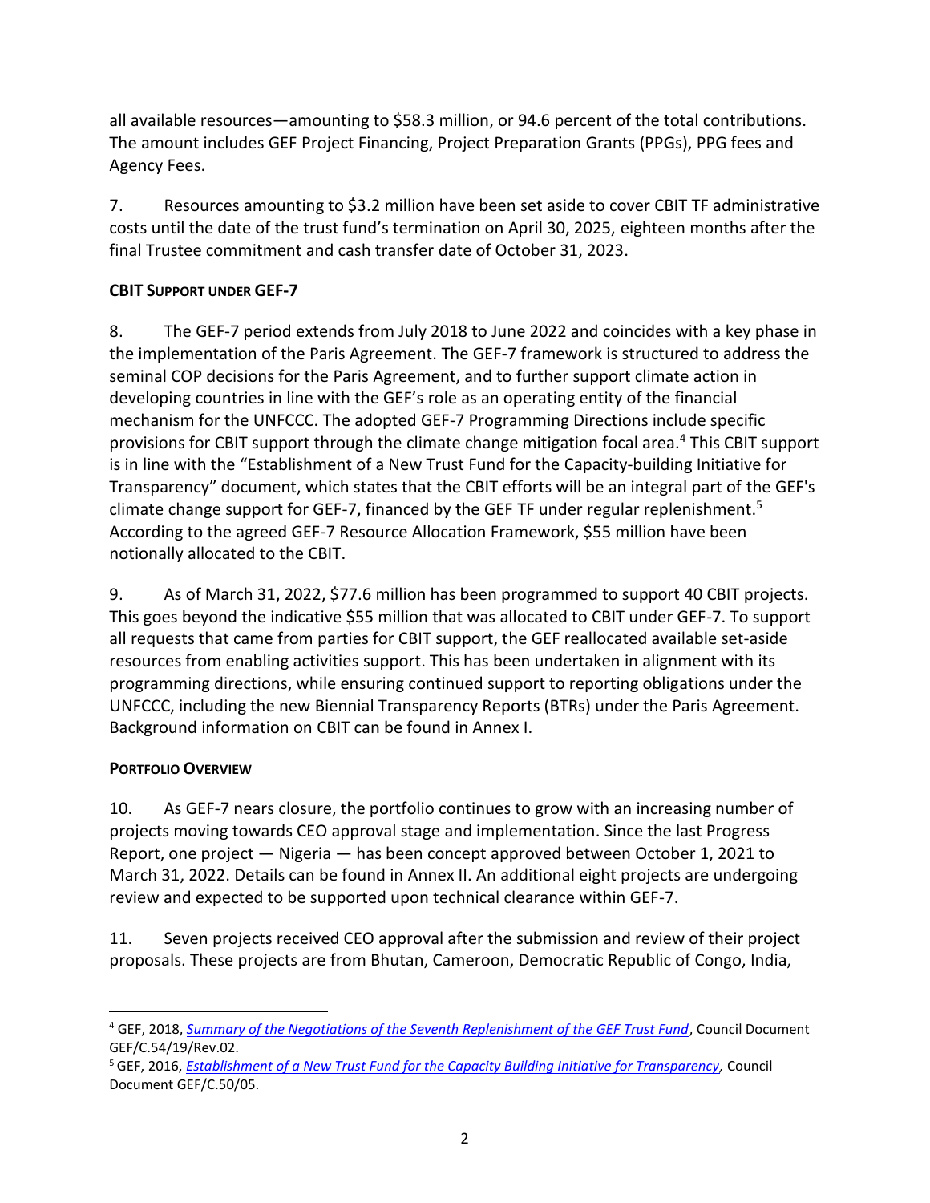all available resources—amounting to $58.3 million, or 94.6 percent of the total contributions. The amount includes GEF Project Financing, Project Preparation Grants (PPGs), PPG fees and Agency Fees.

7. Resources amounting to $3.2 million have been set aside to cover CBIT TF administrative costs until the date of the trust fund's termination on April 30, 2025, eighteen months after the final Trustee commitment and cash transfer date of October 31, 2023.

**CBIT SUPPORT UNDER GEF-7**

8. The GEF-7 period extends from July 2018 to June 2022 and coincides with a key phase in the implementation of the Paris Agreement. The GEF-7 framework is structured to address the seminal COP decisions for the Paris Agreement, and to further support climate action in developing countries in line with the GEF's role as an operating entity of the financial mechanism for the UNFCCC. The adopted GEF-7 Programming Directions include specific provisions for CBIT support through the climate change mitigation focal area.[4] This CBIT support is in line with the "Establishment of a New Trust Fund for the Capacity-building Initiative for Transparency" document, which states that the CBIT efforts will be an integral part of the GEF's climate change support for GEF-7, financed by the GEF TF under regular replenishment.[5] According to the agreed GEF-7 Resource Allocation Framework, $55 million have been notionally allocated to the CBIT.

9. As of March 31, 2022, $77.6 million has been programmed to support 40 CBIT projects. This goes beyond the indicative $55 million that was allocated to CBIT under GEF-7. To support all requests that came from parties for CBIT support, the GEF reallocated available set-aside resources from enabling activities support. This has been undertaken in alignment with its programming directions, while ensuring continued support to reporting obligations under the UNFCCC, including the new Biennial Transparency Reports (BTRs) under the Paris Agreement. Background information on CBIT can be found in Annex I.

**PORTFOLIO OVERVIEW**

10. As GEF-7 nears closure, the portfolio continues to grow with an increasing number of projects moving towards CEO approval stage and implementation. Since the last Progress Report, one project — Nigeria — has been concept approved between October 1, 2021 to March 31, 2022. Details can be found in Annex II. An additional eight projects are undergoing review and expected to be supported upon technical clearance within GEF-7.

11. Seven projects received CEO approval after the submission and review of their project proposals. These projects are from Bhutan, Cameroon, Democratic Republic of Congo, India,

---

[4] GEF, 2018, *Summary of the Negotiations of the Seventh Replenishment of the GEF Trust Fund*, Council Document GEF/C.54/19/Rev.02.

[5] GEF, 2016, *Establishment of a New Trust Fund for the Capacity Building Initiative for Transparency,* Council Document GEF/C.50/05.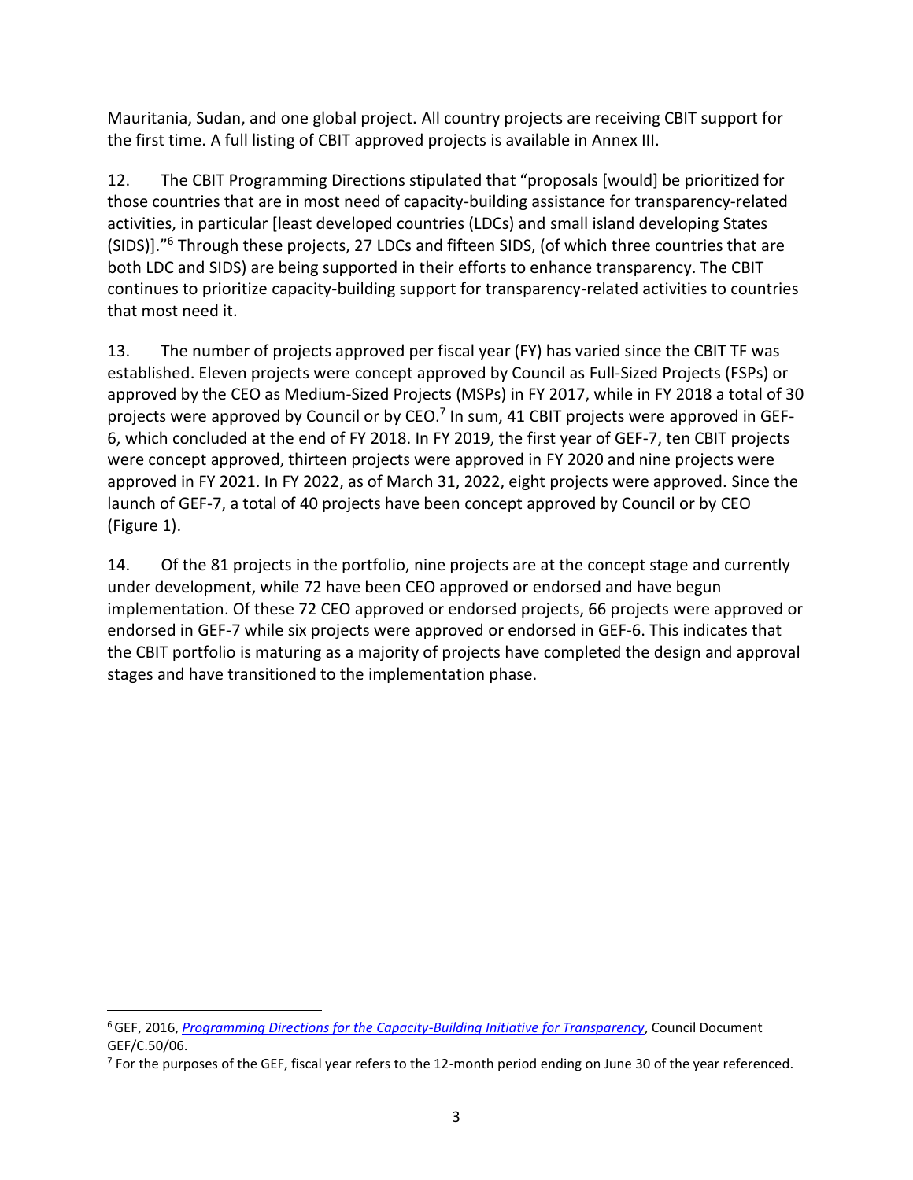Mauritania, Sudan, and one global project. All country projects are receiving CBIT support for the first time. A full listing of CBIT approved projects is available in Annex III.

12. The CBIT Programming Directions stipulated that "proposals [would] be prioritized for those countries that are in most need of capacity-building assistance for transparency-related activities, in particular [least developed countries (LDCs) and small island developing States (SIDS)]."[6] Through these projects, 27 LDCs and fifteen SIDS, (of which three countries that are both LDC and SIDS) are being supported in their efforts to enhance transparency. The CBIT continues to prioritize capacity-building support for transparency-related activities to countries that most need it.

13. The number of projects approved per fiscal year (FY) has varied since the CBIT TF was established. Eleven projects were concept approved by Council as Full-Sized Projects (FSPs) or approved by the CEO as Medium-Sized Projects (MSPs) in FY 2017, while in FY 2018 a total of 30 projects were approved by Council or by CEO.[7] In sum, 41 CBIT projects were approved in GEF-6, which concluded at the end of FY 2018. In FY 2019, the first year of GEF-7, ten CBIT projects were concept approved, thirteen projects were approved in FY 2020 and nine projects were approved in FY 2021. In FY 2022, as of March 31, 2022, eight projects were approved. Since the launch of GEF-7, a total of 40 projects have been concept approved by Council or by CEO (Figure 1).

14. Of the 81 projects in the portfolio, nine projects are at the concept stage and currently under development, while 72 have been CEO approved or endorsed and have begun implementation. Of these 72 CEO approved or endorsed projects, 66 projects were approved or endorsed in GEF-7 while six projects were approved or endorsed in GEF-6. This indicates that the CBIT portfolio is maturing as a majority of projects have completed the design and approval stages and have transitioned to the implementation phase.

---

[6] GEF, 2016, *Programming Directions for the Capacity-Building Initiative for Transparency*, Council Document GEF/C.50/06.

[7] For the purposes of the GEF, fiscal year refers to the 12-month period ending on June 30 of the year referenced.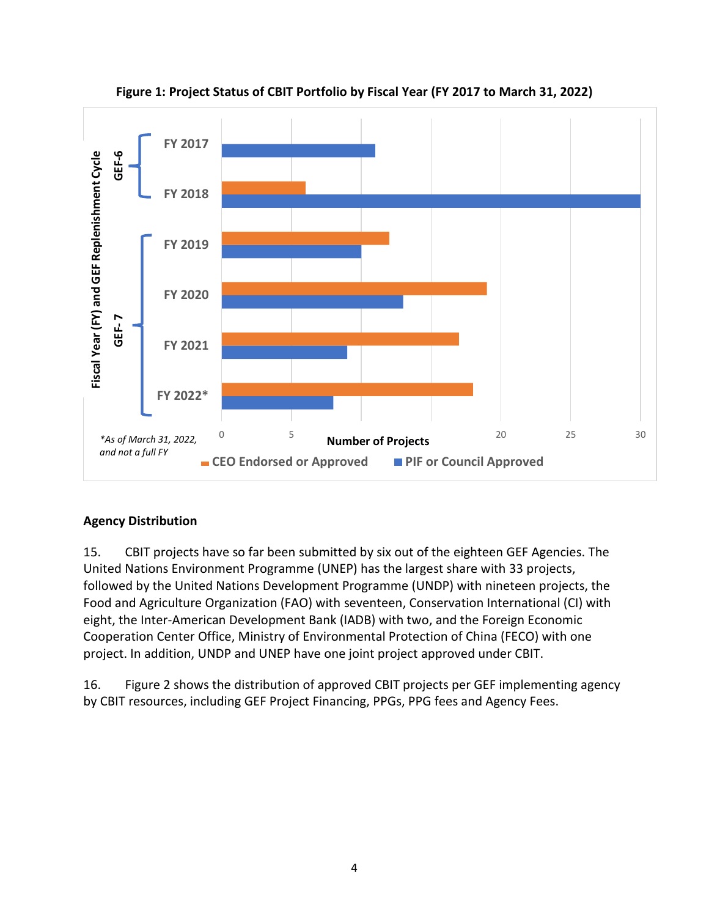**Figure 1: Project Status of CBIT Portfolio by Fiscal Year (FY 2017 to March 31, 2022)**

*As of March 31, 2022, and not a full FY

**Agency Distribution**

15. CBIT projects have so far been submitted by six out of the eighteen GEF Agencies. The United Nations Environment Programme (UNEP) has the largest share with 33 projects, followed by the United Nations Development Programme (UNDP) with nineteen projects, the Food and Agriculture Organization (FAO) with seventeen, Conservation International (CI) with eight, the Inter-American Development Bank (IADB) with two, and the Foreign Economic Cooperation Center Office, Ministry of Environmental Protection of China (FECO) with one project. In addition, UNDP and UNEP have one joint project approved under CBIT.

16. Figure 2 shows the distribution of approved CBIT projects per GEF implementing agency by CBIT resources, including GEF Project Financing, PPGs, PPG fees and Agency Fees.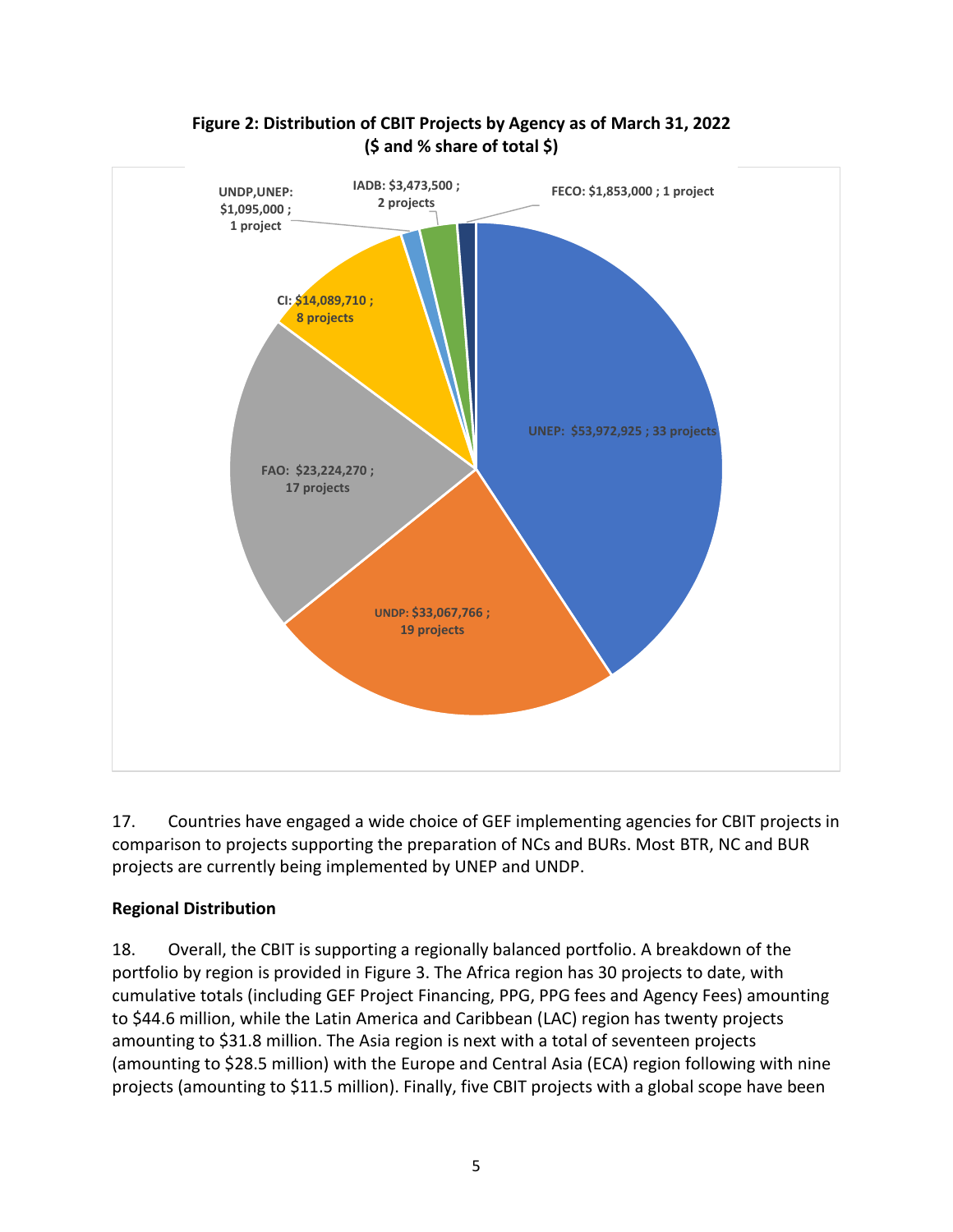**Figure 2: Distribution of CBIT Projects by Agency as of March 31, 2022 ($ and % share of total $)**

UNEP: $53,972,925 ; 33 projects

UNDP: $33,067,766 ; 19 projects

FAO: $23,224,270 ; 17 projects

CI: $14,089,710 ; 8 projects

UNDP,UNEP: $1,095,000 ; 1 project

IADB: $3,473,500 ; 2 projects

FECO: $1,853,000 ; 1 project

17. Countries have engaged a wide choice of GEF implementing agencies for CBIT projects in comparison to projects supporting the preparation of NCs and BURs. Most BTR, NC and BUR projects are currently being implemented by UNEP and UNDP.

**Regional Distribution**

18. Overall, the CBIT is supporting a regionally balanced portfolio. A breakdown of the portfolio by region is provided in Figure 3. The Africa region has 30 projects to date, with cumulative totals (including GEF Project Financing, PPG, PPG fees and Agency Fees) amounting to $44.6 million, while the Latin America and Caribbean (LAC) region has twenty projects amounting to $31.8 million. The Asia region is next with a total of seventeen projects (amounting to $28.5 million) with the Europe and Central Asia (ECA) region following with nine projects (amounting to $11.5 million). Finally, five CBIT projects with a global scope have been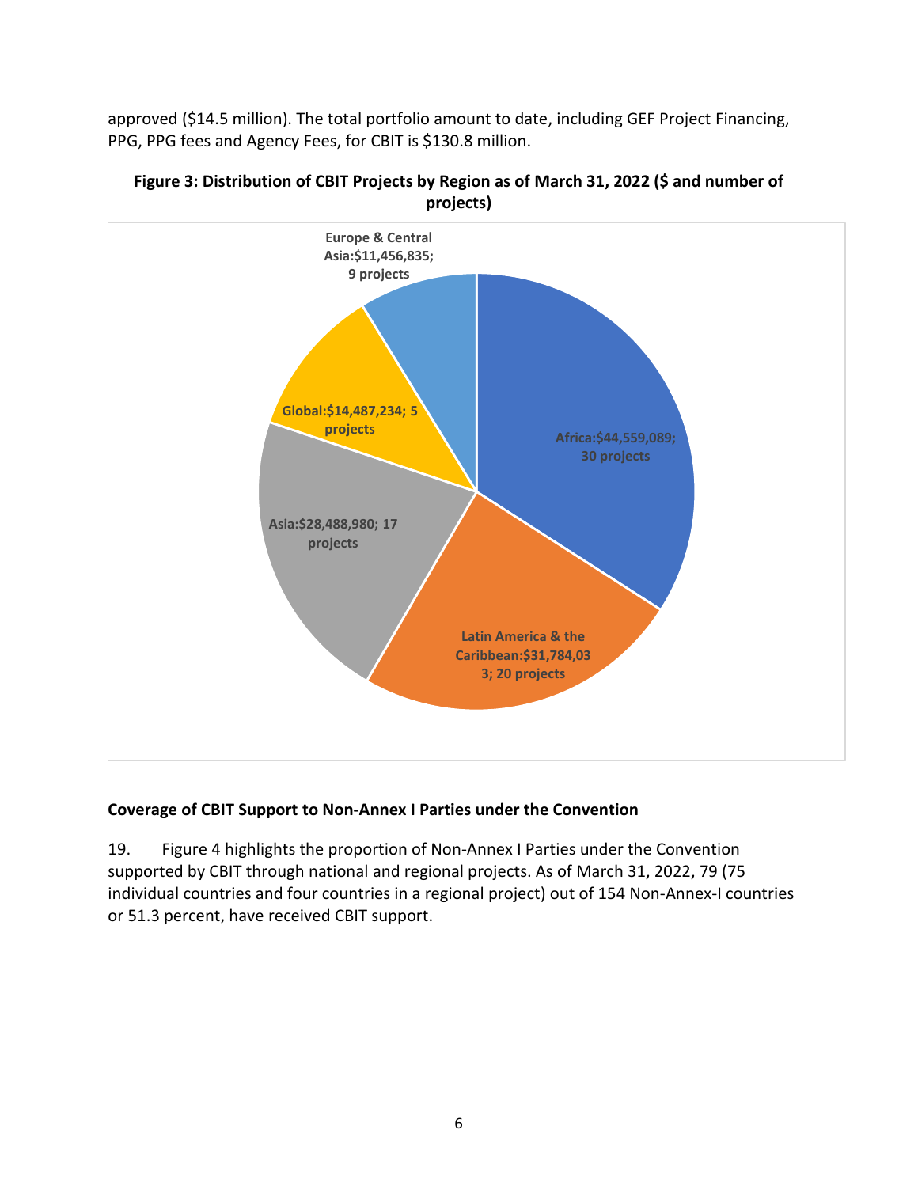approved ($14.5 million). The total portfolio amount to date, including GEF Project Financing, PPG, PPG fees and Agency Fees, for CBIT is $130.8 million.

**Figure 3: Distribution of CBIT Projects by Region as of March 31, 2022 ($ and number of projects)**

Europe & Central Asia:$11,456,835; 9 projects

Global:$14,487,234; 5 projects

Africa:$44,559,089; 30 projects

Asia:$28,488,980; 17 projects

Latin America & the Caribbean:$31,784,033; 20 projects

**Coverage of CBIT Support to Non-Annex I Parties under the Convention**

19. Figure 4 highlights the proportion of Non-Annex I Parties under the Convention supported by CBIT through national and regional projects. As of March 31, 2022, 79 (75 individual countries and four countries in a regional project) out of 154 Non-Annex-I countries or 51.3 percent, have received CBIT support.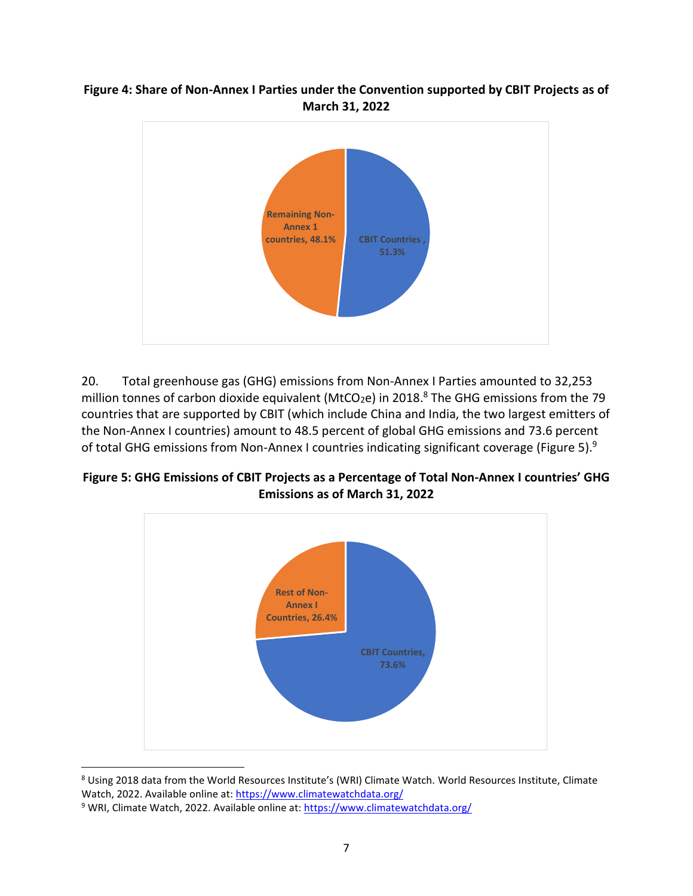**Figure 4: Share of Non-Annex I Parties under the Convention supported by CBIT Projects as of March 31, 2022**

Remaining Non-Annex 1 countries, 48.1%

CBIT Countries , 51.3%

20. Total greenhouse gas (GHG) emissions from Non-Annex I Parties amounted to 32,253 million tonnes of carbon dioxide equivalent ($MtCO_2e$) in 2018.[8] The GHG emissions from the 79 countries that are supported by CBIT (which include China and India, the two largest emitters of the Non-Annex I countries) amount to 48.5 percent of global GHG emissions and 73.6 percent of total GHG emissions from Non-Annex I countries indicating significant coverage (Figure 5).[9]

**Figure 5: GHG Emissions of CBIT Projects as a Percentage of Total Non-Annex I countries' GHG Emissions as of March 31, 2022**

Rest of Non-Annex I Countries, 26.4%

CBIT Countries, 73.6%

---

[8] Using 2018 data from the World Resources Institute's (WRI) Climate Watch. World Resources Institute, Climate Watch, 2022. Available online at: https://www.climatewatchdata.org/

[9] WRI, Climate Watch, 2022. Available online at: https://www.climatewatchdata.org/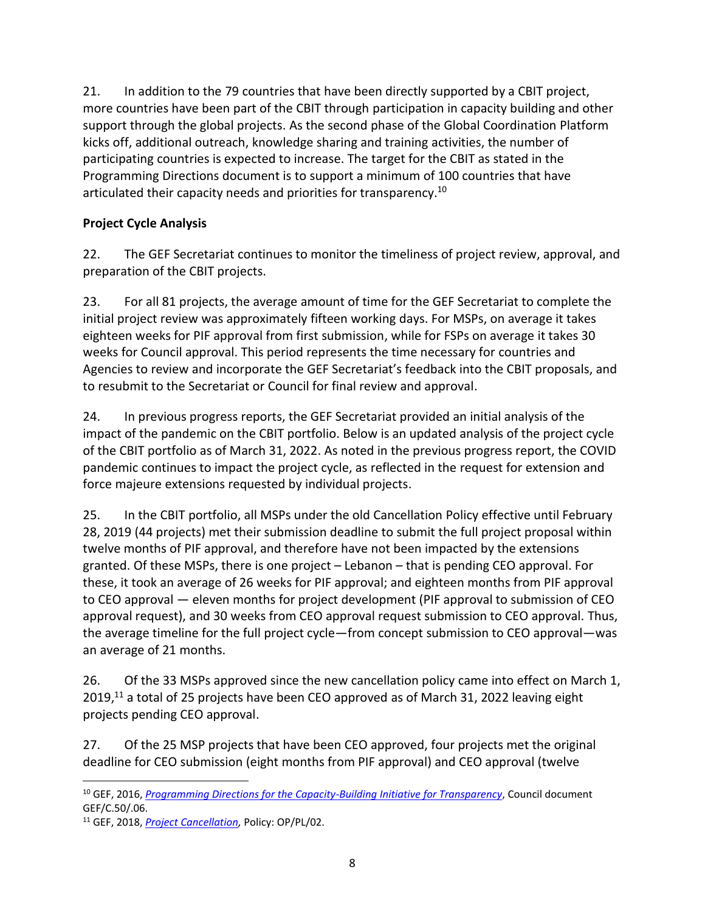21. In addition to the 79 countries that have been directly supported by a CBIT project, more countries have been part of the CBIT through participation in capacity building and other support through the global projects. As the second phase of the Global Coordination Platform kicks off, additional outreach, knowledge sharing and training activities, the number of participating countries is expected to increase. The target for the CBIT as stated in the Programming Directions document is to support a minimum of 100 countries that have articulated their capacity needs and priorities for transparency.[10]

**Project Cycle Analysis**

22. The GEF Secretariat continues to monitor the timeliness of project review, approval, and preparation of the CBIT projects.

23. For all 81 projects, the average amount of time for the GEF Secretariat to complete the initial project review was approximately fifteen working days. For MSPs, on average it takes eighteen weeks for PIF approval from first submission, while for FSPs on average it takes 30 weeks for Council approval. This period represents the time necessary for countries and Agencies to review and incorporate the GEF Secretariat's feedback into the CBIT proposals, and to resubmit to the Secretariat or Council for final review and approval.

24. In previous progress reports, the GEF Secretariat provided an initial analysis of the impact of the pandemic on the CBIT portfolio. Below is an updated analysis of the project cycle of the CBIT portfolio as of March 31, 2022. As noted in the previous progress report, the COVID pandemic continues to impact the project cycle, as reflected in the request for extension and force majeure extensions requested by individual projects.

25. In the CBIT portfolio, all MSPs under the old Cancellation Policy effective until February 28, 2019 (44 projects) met their submission deadline to submit the full project proposal within twelve months of PIF approval, and therefore have not been impacted by the extensions granted. Of these MSPs, there is one project – Lebanon – that is pending CEO approval. For these, it took an average of 26 weeks for PIF approval; and eighteen months from PIF approval to CEO approval — eleven months for project development (PIF approval to submission of CEO approval request), and 30 weeks from CEO approval request submission to CEO approval. Thus, the average timeline for the full project cycle—from concept submission to CEO approval—was an average of 21 months.

26. Of the 33 MSPs approved since the new cancellation policy came into effect on March 1, 2019,[11] a total of 25 projects have been CEO approved as of March 31, 2022 leaving eight projects pending CEO approval.

27. Of the 25 MSP projects that have been CEO approved, four projects met the original deadline for CEO submission (eight months from PIF approval) and CEO approval (twelve

[10] GEF, 2016, *Programming Directions for the Capacity-Building Initiative for Transparency*, Council document GEF/C.50/.06.

[11] GEF, 2018, *Project Cancellation,* Policy: OP/PL/02.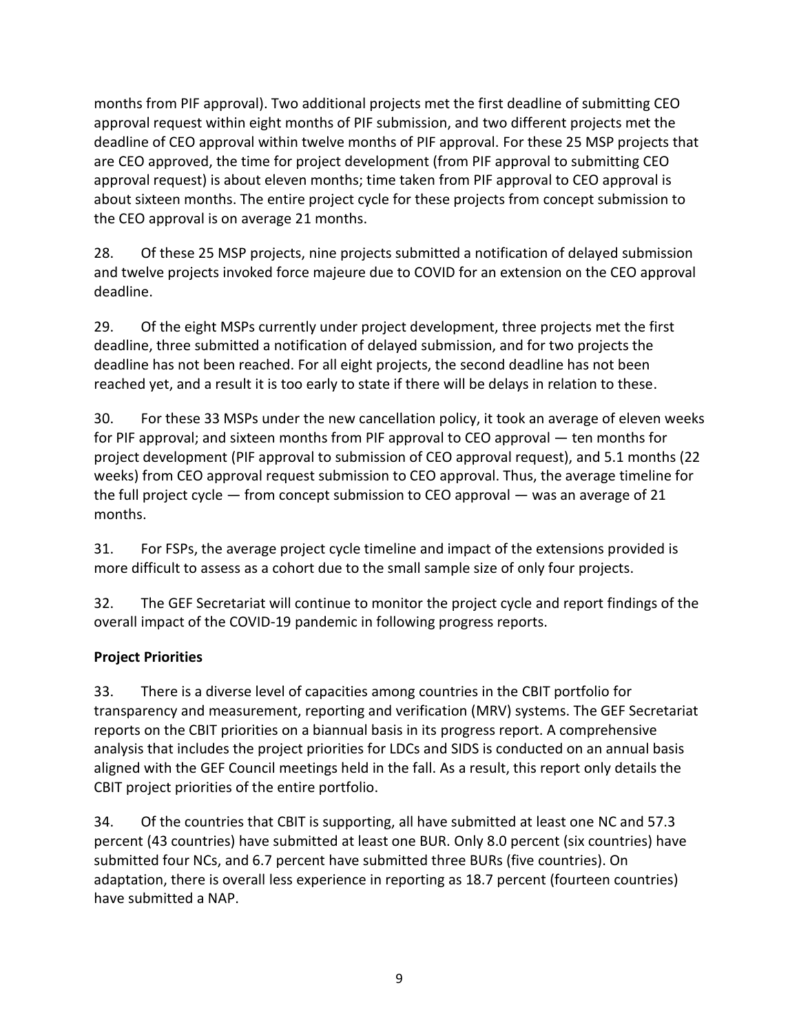months from PIF approval). Two additional projects met the first deadline of submitting CEO approval request within eight months of PIF submission, and two different projects met the deadline of CEO approval within twelve months of PIF approval. For these 25 MSP projects that are CEO approved, the time for project development (from PIF approval to submitting CEO approval request) is about eleven months; time taken from PIF approval to CEO approval is about sixteen months. The entire project cycle for these projects from concept submission to the CEO approval is on average 21 months.

28. Of these 25 MSP projects, nine projects submitted a notification of delayed submission and twelve projects invoked force majeure due to COVID for an extension on the CEO approval deadline.

29. Of the eight MSPs currently under project development, three projects met the first deadline, three submitted a notification of delayed submission, and for two projects the deadline has not been reached. For all eight projects, the second deadline has not been reached yet, and a result it is too early to state if there will be delays in relation to these.

30. For these 33 MSPs under the new cancellation policy, it took an average of eleven weeks for PIF approval; and sixteen months from PIF approval to CEO approval — ten months for project development (PIF approval to submission of CEO approval request), and 5.1 months (22 weeks) from CEO approval request submission to CEO approval. Thus, the average timeline for the full project cycle — from concept submission to CEO approval — was an average of 21 months.

31. For FSPs, the average project cycle timeline and impact of the extensions provided is more difficult to assess as a cohort due to the small sample size of only four projects.

32. The GEF Secretariat will continue to monitor the project cycle and report findings of the overall impact of the COVID-19 pandemic in following progress reports.

**Project Priorities**

33. There is a diverse level of capacities among countries in the CBIT portfolio for transparency and measurement, reporting and verification (MRV) systems. The GEF Secretariat reports on the CBIT priorities on a biannual basis in its progress report. A comprehensive analysis that includes the project priorities for LDCs and SIDS is conducted on an annual basis aligned with the GEF Council meetings held in the fall. As a result, this report only details the CBIT project priorities of the entire portfolio.

34. Of the countries that CBIT is supporting, all have submitted at least one NC and 57.3 percent (43 countries) have submitted at least one BUR. Only 8.0 percent (six countries) have submitted four NCs, and 6.7 percent have submitted three BURs (five countries). On adaptation, there is overall less experience in reporting as 18.7 percent (fourteen countries) have submitted a NAP.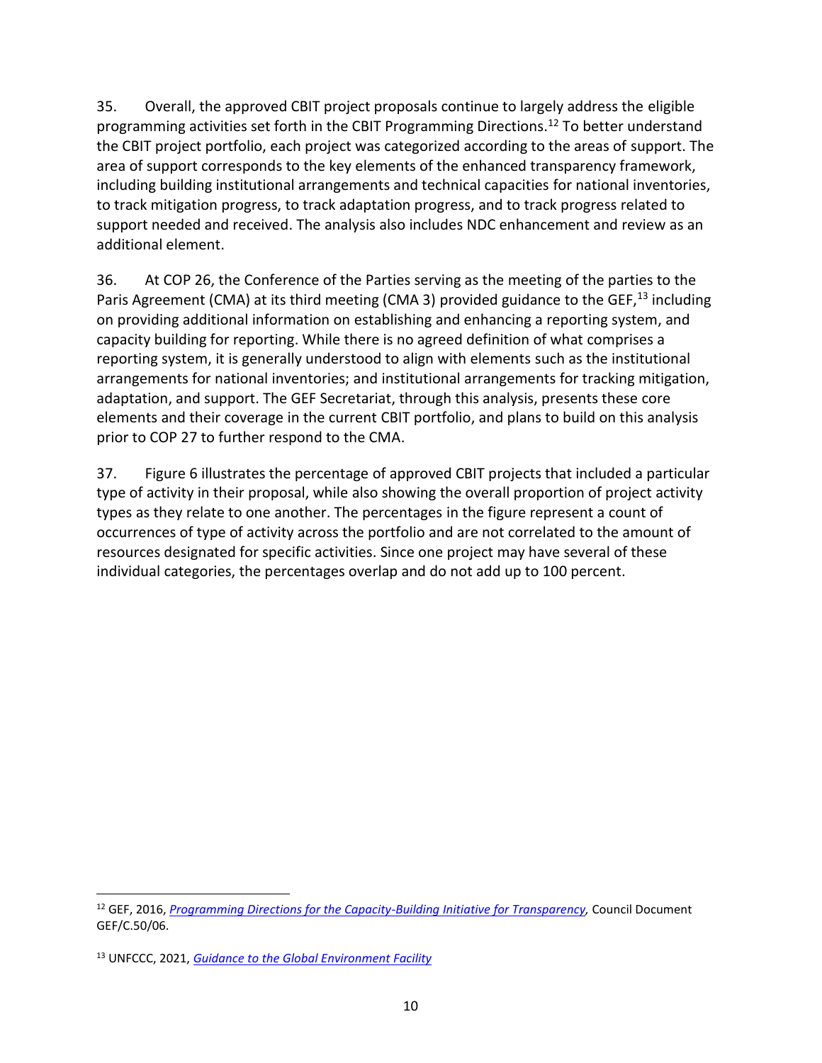35. Overall, the approved CBIT project proposals continue to largely address the eligible programming activities set forth in the CBIT Programming Directions.[12] To better understand the CBIT project portfolio, each project was categorized according to the areas of support. The area of support corresponds to the key elements of the enhanced transparency framework, including building institutional arrangements and technical capacities for national inventories, to track mitigation progress, to track adaptation progress, and to track progress related to support needed and received. The analysis also includes NDC enhancement and review as an additional element.

36. At COP 26, the Conference of the Parties serving as the meeting of the parties to the Paris Agreement (CMA) at its third meeting (CMA 3) provided guidance to the GEF,[13] including on providing additional information on establishing and enhancing a reporting system, and capacity building for reporting. While there is no agreed definition of what comprises a reporting system, it is generally understood to align with elements such as the institutional arrangements for national inventories; and institutional arrangements for tracking mitigation, adaptation, and support. The GEF Secretariat, through this analysis, presents these core elements and their coverage in the current CBIT portfolio, and plans to build on this analysis prior to COP 27 to further respond to the CMA.

37. Figure 6 illustrates the percentage of approved CBIT projects that included a particular type of activity in their proposal, while also showing the overall proportion of project activity types as they relate to one another. The percentages in the figure represent a count of occurrences of type of activity across the portfolio and are not correlated to the amount of resources designated for specific activities. Since one project may have several of these individual categories, the percentages overlap and do not add up to 100 percent.

---

[12] GEF, 2016, *Programming Directions for the Capacity-Building Initiative for Transparency,* Council Document GEF/C.50/06.

[13] UNFCCC, 2021, *Guidance to the Global Environment Facility*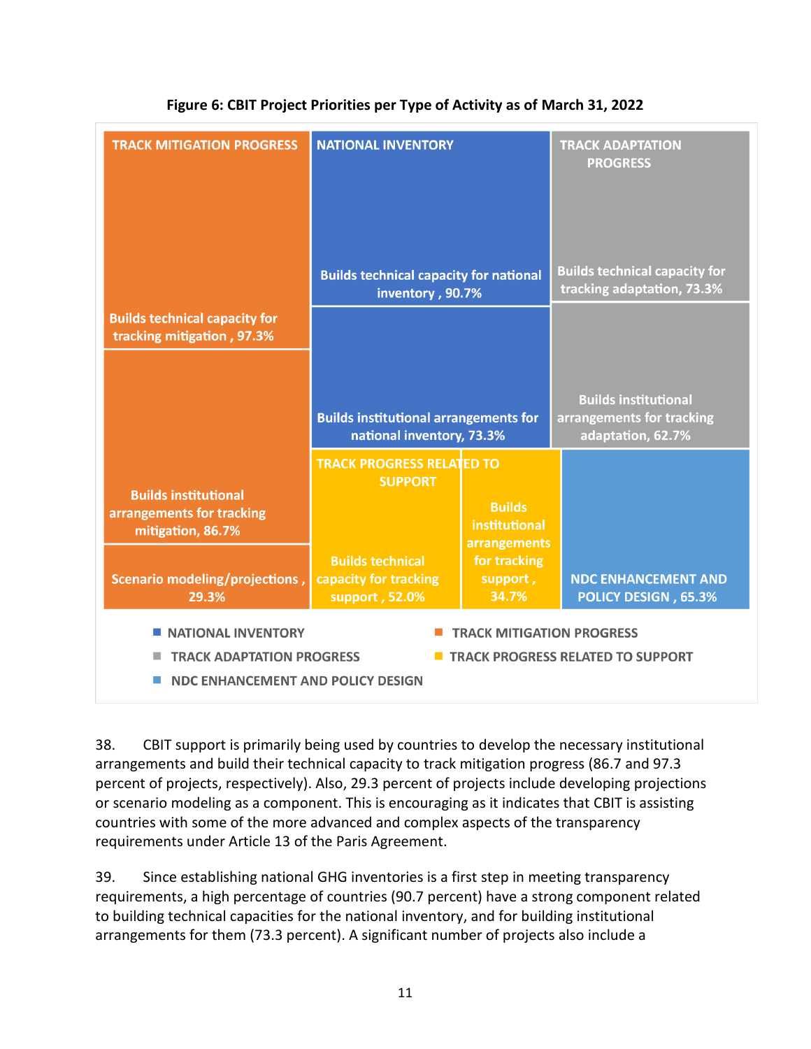**Figure 6: CBIT Project Priorities per Type of Activity as of March 31, 2022**

| Type of Activity | Priority | Percent |
| --- | --- | --- |
| TRACK MITIGATION PROGRESS | Builds technical capacity for tracking mitigation | 97.3% |
| TRACK MITIGATION PROGRESS | Builds institutional arrangements for tracking mitigation | 86.7% |
| TRACK MITIGATION PROGRESS | Scenario modeling/projections | 29.3% |
| NATIONAL INVENTORY | Builds technical capacity for national inventory | 90.7% |
| NATIONAL INVENTORY | Builds institutional arrangements for national inventory | 73.3% |
| TRACK ADAPTATION PROGRESS | Builds technical capacity for tracking adaptation | 73.3% |
| TRACK ADAPTATION PROGRESS | Builds institutional arrangements for tracking adaptation | 62.7% |
| TRACK PROGRESS RELATED TO SUPPORT | Builds technical capacity for tracking support | 52.0% |
| TRACK PROGRESS RELATED TO SUPPORT | Builds institutional arrangements for tracking support | 34.7% |
| NDC ENHANCEMENT AND POLICY DESIGN | NDC ENHANCEMENT AND POLICY DESIGN | 65.3% |

38. CBIT support is primarily being used by countries to develop the necessary institutional arrangements and build their technical capacity to track mitigation progress (86.7 and 97.3 percent of projects, respectively). Also, 29.3 percent of projects include developing projections or scenario modeling as a component. This is encouraging as it indicates that CBIT is assisting countries with some of the more advanced and complex aspects of the transparency requirements under Article 13 of the Paris Agreement.

39. Since establishing national GHG inventories is a first step in meeting transparency requirements, a high percentage of countries (90.7 percent) have a strong component related to building technical capacities for the national inventory, and for building institutional arrangements for them (73.3 percent). A significant number of projects also include a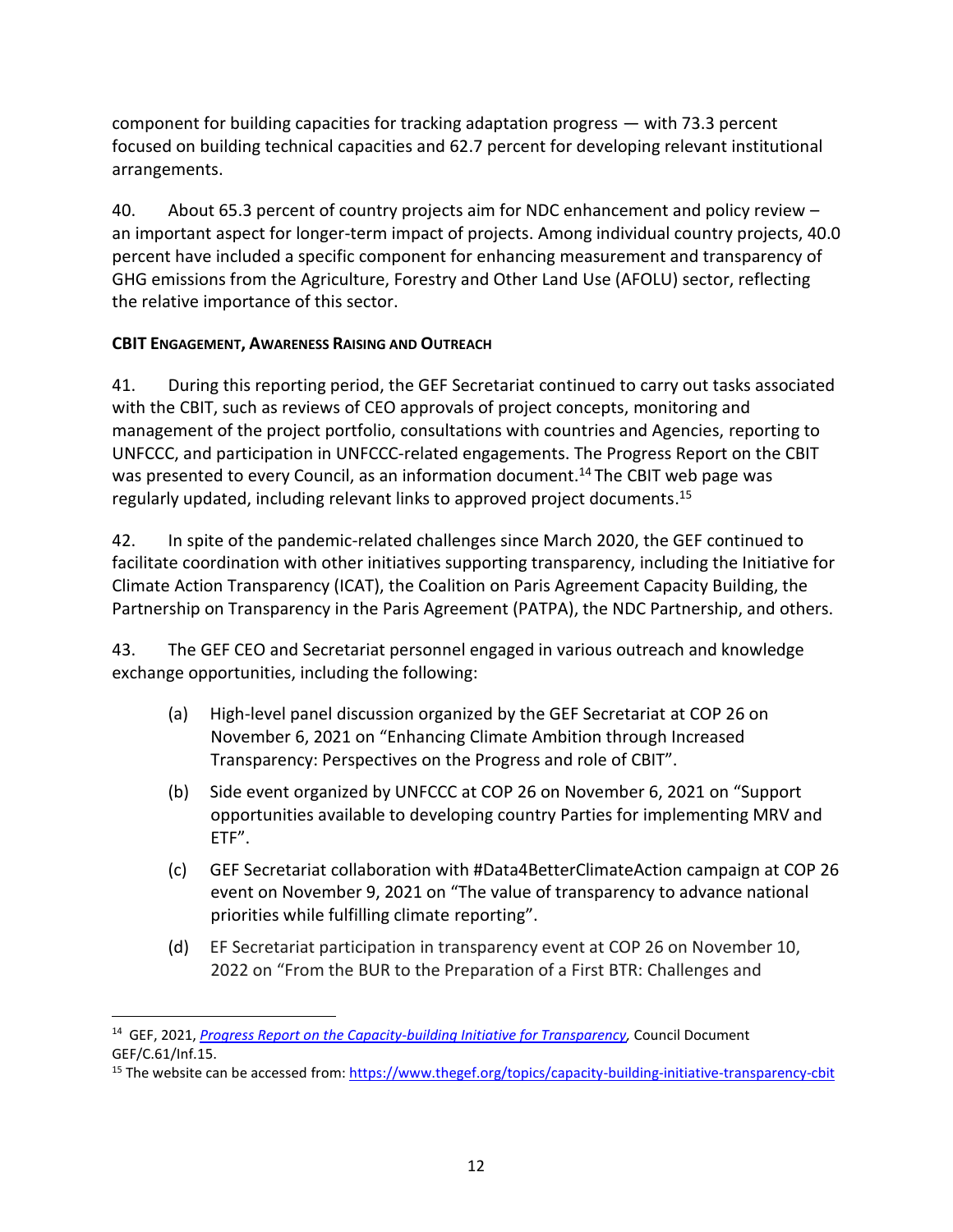component for building capacities for tracking adaptation progress — with 73.3 percent focused on building technical capacities and 62.7 percent for developing relevant institutional arrangements.

40. About 65.3 percent of country projects aim for NDC enhancement and policy review – an important aspect for longer-term impact of projects. Among individual country projects, 40.0 percent have included a specific component for enhancing measurement and transparency of GHG emissions from the Agriculture, Forestry and Other Land Use (AFOLU) sector, reflecting the relative importance of this sector.

**CBIT ENGAGEMENT, AWARENESS RAISING AND OUTREACH**

41. During this reporting period, the GEF Secretariat continued to carry out tasks associated with the CBIT, such as reviews of CEO approvals of project concepts, monitoring and management of the project portfolio, consultations with countries and Agencies, reporting to UNFCCC, and participation in UNFCCC-related engagements. The Progress Report on the CBIT was presented to every Council, as an information document.[14] The CBIT web page was regularly updated, including relevant links to approved project documents.[15]

42. In spite of the pandemic-related challenges since March 2020, the GEF continued to facilitate coordination with other initiatives supporting transparency, including the Initiative for Climate Action Transparency (ICAT), the Coalition on Paris Agreement Capacity Building, the Partnership on Transparency in the Paris Agreement (PATPA), the NDC Partnership, and others.

43. The GEF CEO and Secretariat personnel engaged in various outreach and knowledge exchange opportunities, including the following:

(a) High-level panel discussion organized by the GEF Secretariat at COP 26 on November 6, 2021 on "Enhancing Climate Ambition through Increased Transparency: Perspectives on the Progress and role of CBIT".

(b) Side event organized by UNFCCC at COP 26 on November 6, 2021 on "Support opportunities available to developing country Parties for implementing MRV and ETF".

(c) GEF Secretariat collaboration with #Data4BetterClimateAction campaign at COP 26 event on November 9, 2021 on "The value of transparency to advance national priorities while fulfilling climate reporting".

(d) EF Secretariat participation in transparency event at COP 26 on November 10, 2022 on "From the BUR to the Preparation of a First BTR: Challenges and

---

[14] GEF, 2021, *Progress Report on the Capacity-building Initiative for Transparency*, Council Document GEF/C.61/Inf.15.

[15] The website can be accessed from: https://www.thegef.org/topics/capacity-building-initiative-transparency-cbit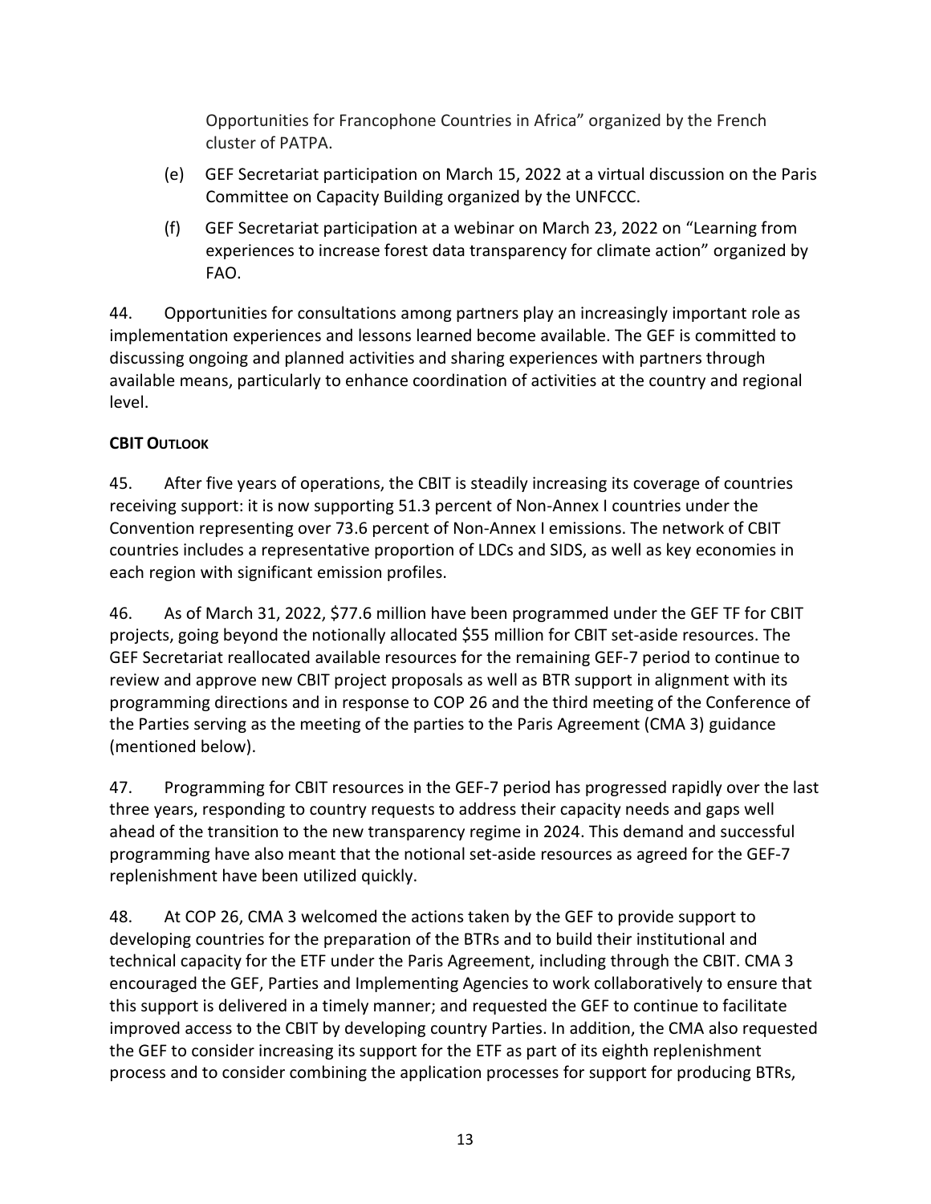Opportunities for Francophone Countries in Africa" organized by the French cluster of PATPA.

(e) GEF Secretariat participation on March 15, 2022 at a virtual discussion on the Paris Committee on Capacity Building organized by the UNFCCC.

(f) GEF Secretariat participation at a webinar on March 23, 2022 on "Learning from experiences to increase forest data transparency for climate action" organized by FAO.

44. Opportunities for consultations among partners play an increasingly important role as implementation experiences and lessons learned become available. The GEF is committed to discussing ongoing and planned activities and sharing experiences with partners through available means, particularly to enhance coordination of activities at the country and regional level.

**CBIT OUTLOOK**

45. After five years of operations, the CBIT is steadily increasing its coverage of countries receiving support: it is now supporting 51.3 percent of Non-Annex I countries under the Convention representing over 73.6 percent of Non-Annex I emissions. The network of CBIT countries includes a representative proportion of LDCs and SIDS, as well as key economies in each region with significant emission profiles.

46. As of March 31, 2022, $77.6 million have been programmed under the GEF TF for CBIT projects, going beyond the notionally allocated $55 million for CBIT set-aside resources. The GEF Secretariat reallocated available resources for the remaining GEF-7 period to continue to review and approve new CBIT project proposals as well as BTR support in alignment with its programming directions and in response to COP 26 and the third meeting of the Conference of the Parties serving as the meeting of the parties to the Paris Agreement (CMA 3) guidance (mentioned below).

47. Programming for CBIT resources in the GEF-7 period has progressed rapidly over the last three years, responding to country requests to address their capacity needs and gaps well ahead of the transition to the new transparency regime in 2024. This demand and successful programming have also meant that the notional set-aside resources as agreed for the GEF-7 replenishment have been utilized quickly.

48. At COP 26, CMA 3 welcomed the actions taken by the GEF to provide support to developing countries for the preparation of the BTRs and to build their institutional and technical capacity for the ETF under the Paris Agreement, including through the CBIT. CMA 3 encouraged the GEF, Parties and Implementing Agencies to work collaboratively to ensure that this support is delivered in a timely manner; and requested the GEF to continue to facilitate improved access to the CBIT by developing country Parties. In addition, the CMA also requested the GEF to consider increasing its support for the ETF as part of its eighth replenishment process and to consider combining the application processes for support for producing BTRs,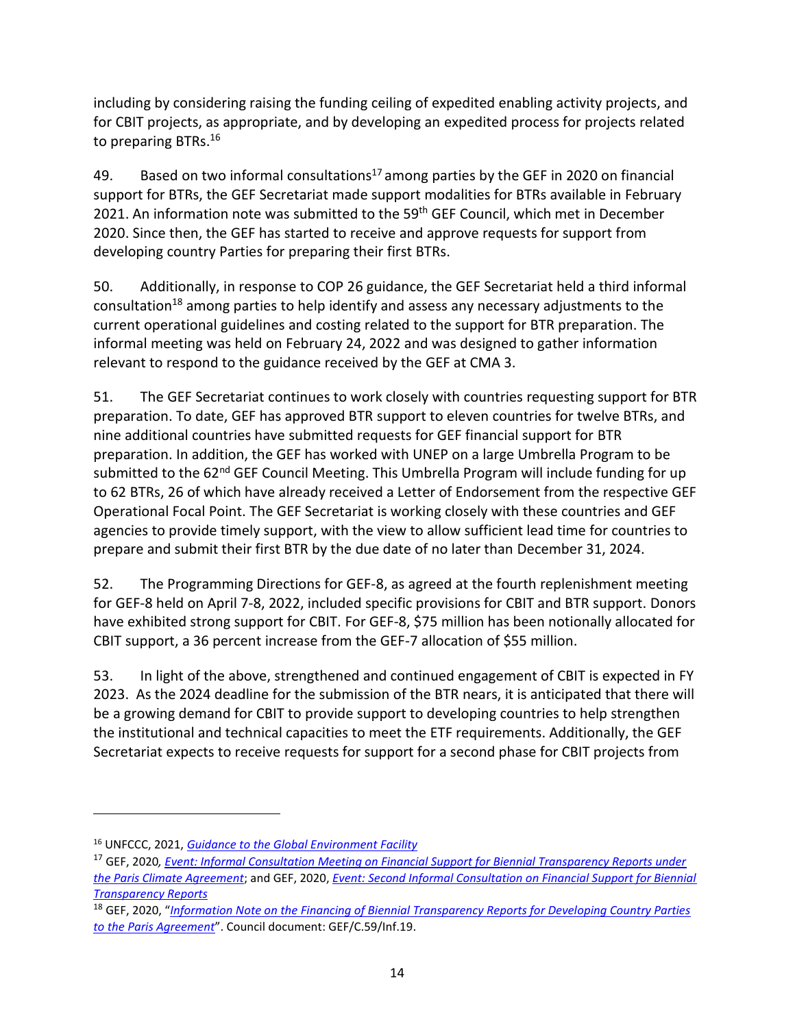including by considering raising the funding ceiling of expedited enabling activity projects, and for CBIT projects, as appropriate, and by developing an expedited process for projects related to preparing BTRs.[16]

49. Based on two informal consultations[17] among parties by the GEF in 2020 on financial support for BTRs, the GEF Secretariat made support modalities for BTRs available in February 2021. An information note was submitted to the 59th GEF Council, which met in December 2020. Since then, the GEF has started to receive and approve requests for support from developing country Parties for preparing their first BTRs.

50. Additionally, in response to COP 26 guidance, the GEF Secretariat held a third informal consultation[18] among parties to help identify and assess any necessary adjustments to the current operational guidelines and costing related to the support for BTR preparation. The informal meeting was held on February 24, 2022 and was designed to gather information relevant to respond to the guidance received by the GEF at CMA 3.

51. The GEF Secretariat continues to work closely with countries requesting support for BTR preparation. To date, GEF has approved BTR support to eleven countries for twelve BTRs, and nine additional countries have submitted requests for GEF financial support for BTR preparation. In addition, the GEF has worked with UNEP on a large Umbrella Program to be submitted to the 62nd GEF Council Meeting. This Umbrella Program will include funding for up to 62 BTRs, 26 of which have already received a Letter of Endorsement from the respective GEF Operational Focal Point. The GEF Secretariat is working closely with these countries and GEF agencies to provide timely support, with the view to allow sufficient lead time for countries to prepare and submit their first BTR by the due date of no later than December 31, 2024.

52. The Programming Directions for GEF-8, as agreed at the fourth replenishment meeting for GEF-8 held on April 7-8, 2022, included specific provisions for CBIT and BTR support. Donors have exhibited strong support for CBIT. For GEF-8, $75 million has been notionally allocated for CBIT support, a 36 percent increase from the GEF-7 allocation of $55 million.

53. In light of the above, strengthened and continued engagement of CBIT is expected in FY 2023. As the 2024 deadline for the submission of the BTR nears, it is anticipated that there will be a growing demand for CBIT to provide support to developing countries to help strengthen the institutional and technical capacities to meet the ETF requirements. Additionally, the GEF Secretariat expects to receive requests for support for a second phase for CBIT projects from

---

[16] UNFCCC, 2021, *Guidance to the Global Environment Facility*

[17] GEF, 2020, *Event: Informal Consultation Meeting on Financial Support for Biennial Transparency Reports under the Paris Climate Agreement*; and GEF, 2020, *Event: Second Informal Consultation on Financial Support for Biennial Transparency Reports*

[18] GEF, 2020, "*Information Note on the Financing of Biennial Transparency Reports for Developing Country Parties to the Paris Agreement*". Council document: GEF/C.59/Inf.19.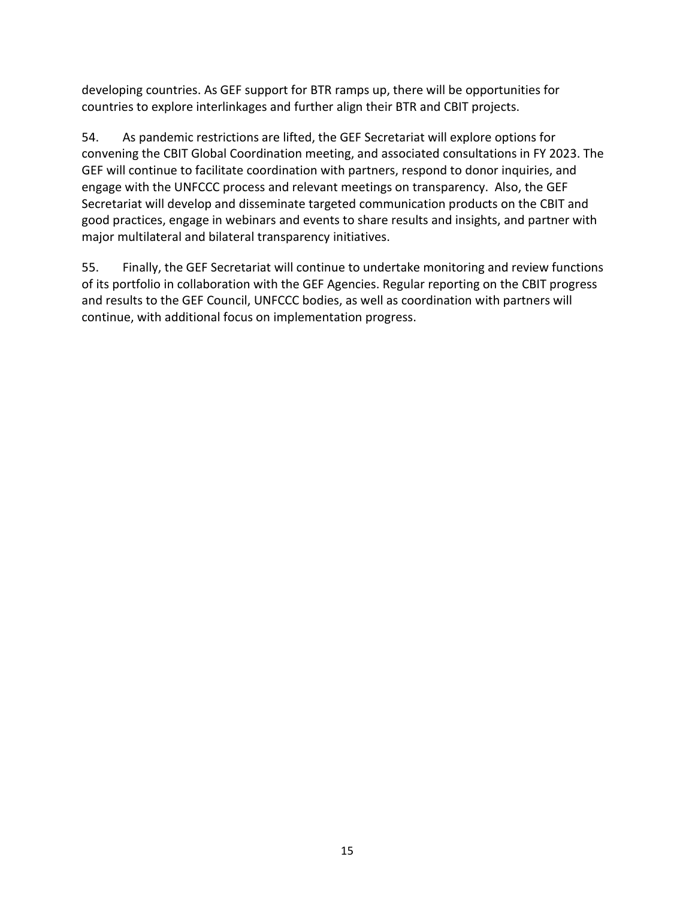developing countries. As GEF support for BTR ramps up, there will be opportunities for countries to explore interlinkages and further align their BTR and CBIT projects.

54. As pandemic restrictions are lifted, the GEF Secretariat will explore options for convening the CBIT Global Coordination meeting, and associated consultations in FY 2023. The GEF will continue to facilitate coordination with partners, respond to donor inquiries, and engage with the UNFCCC process and relevant meetings on transparency. Also, the GEF Secretariat will develop and disseminate targeted communication products on the CBIT and good practices, engage in webinars and events to share results and insights, and partner with major multilateral and bilateral transparency initiatives.

55. Finally, the GEF Secretariat will continue to undertake monitoring and review functions of its portfolio in collaboration with the GEF Agencies. Regular reporting on the CBIT progress and results to the GEF Council, UNFCCC bodies, as well as coordination with partners will continue, with additional focus on implementation progress.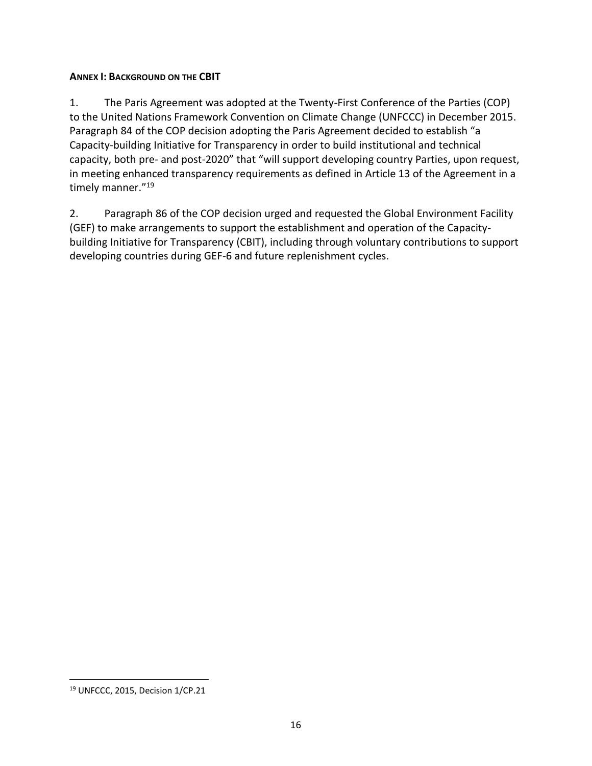## ANNEX I: BACKGROUND ON THE CBIT

1. The Paris Agreement was adopted at the Twenty-First Conference of the Parties (COP) to the United Nations Framework Convention on Climate Change (UNFCCC) in December 2015. Paragraph 84 of the COP decision adopting the Paris Agreement decided to establish "a Capacity-building Initiative for Transparency in order to build institutional and technical capacity, both pre- and post-2020" that "will support developing country Parties, upon request, in meeting enhanced transparency requirements as defined in Article 13 of the Agreement in a timely manner."[19]

2. Paragraph 86 of the COP decision urged and requested the Global Environment Facility (GEF) to make arrangements to support the establishment and operation of the Capacity-building Initiative for Transparency (CBIT), including through voluntary contributions to support developing countries during GEF-6 and future replenishment cycles.

---

[19] UNFCCC, 2015, Decision 1/CP.21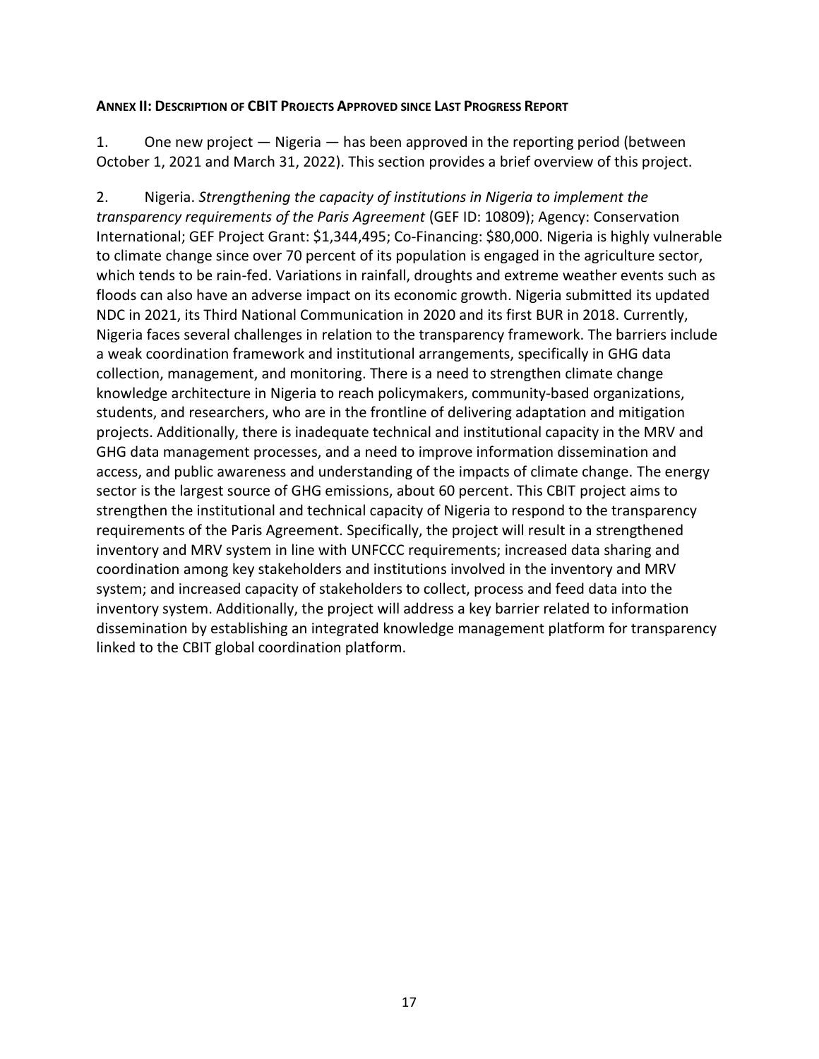**ANNEX II: DESCRIPTION OF CBIT PROJECTS APPROVED SINCE LAST PROGRESS REPORT**

1. One new project — Nigeria — has been approved in the reporting period (between October 1, 2021 and March 31, 2022). This section provides a brief overview of this project.

2. Nigeria. *Strengthening the capacity of institutions in Nigeria to implement the transparency requirements of the Paris Agreement* (GEF ID: 10809); Agency: Conservation International; GEF Project Grant: $1,344,495; Co-Financing: $80,000. Nigeria is highly vulnerable to climate change since over 70 percent of its population is engaged in the agriculture sector, which tends to be rain-fed. Variations in rainfall, droughts and extreme weather events such as floods can also have an adverse impact on its economic growth. Nigeria submitted its updated NDC in 2021, its Third National Communication in 2020 and its first BUR in 2018. Currently, Nigeria faces several challenges in relation to the transparency framework. The barriers include a weak coordination framework and institutional arrangements, specifically in GHG data collection, management, and monitoring. There is a need to strengthen climate change knowledge architecture in Nigeria to reach policymakers, community-based organizations, students, and researchers, who are in the frontline of delivering adaptation and mitigation projects. Additionally, there is inadequate technical and institutional capacity in the MRV and GHG data management processes, and a need to improve information dissemination and access, and public awareness and understanding of the impacts of climate change. The energy sector is the largest source of GHG emissions, about 60 percent. This CBIT project aims to strengthen the institutional and technical capacity of Nigeria to respond to the transparency requirements of the Paris Agreement. Specifically, the project will result in a strengthened inventory and MRV system in line with UNFCCC requirements; increased data sharing and coordination among key stakeholders and institutions involved in the inventory and MRV system; and increased capacity of stakeholders to collect, process and feed data into the inventory system. Additionally, the project will address a key barrier related to information dissemination by establishing an integrated knowledge management platform for transparency linked to the CBIT global coordination platform.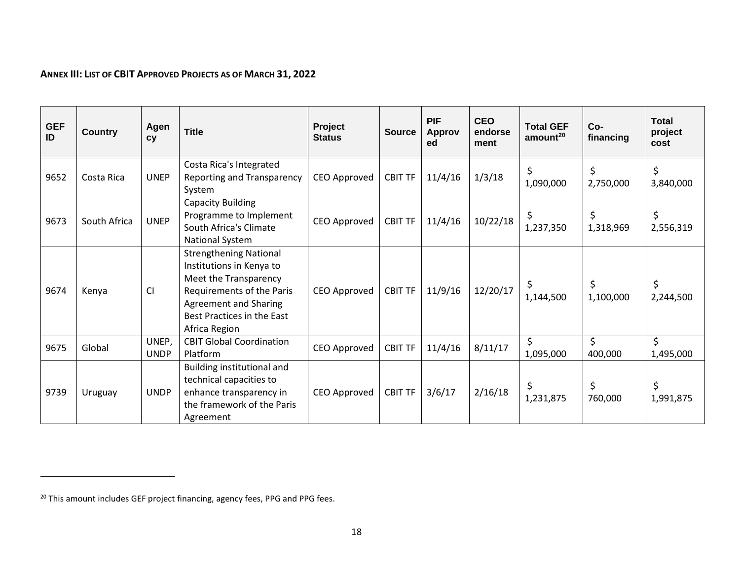**ANNEX III: LIST OF CBIT APPROVED PROJECTS AS OF MARCH 31, 2022**

| GEF ID | Country | Agency | Title | Project Status | Source | PIF Approved | CEO endorsement | Total GEF amount[20] | Co-financing | Total project cost |
|---|---|---|---|---|---|---|---|---|---|---|
| 9652 | Costa Rica | UNEP | Costa Rica's Integrated Reporting and Transparency System | CEO Approved | CBIT TF | 11/4/16 | 1/3/18 | $ 1,090,000 | $ 2,750,000 | $ 3,840,000 |
| 9673 | South Africa | UNEP | Capacity Building Programme to Implement South Africa's Climate National System | CEO Approved | CBIT TF | 11/4/16 | 10/22/18 | $ 1,237,350 | $ 1,318,969 | $ 2,556,319 |
| 9674 | Kenya | CI | Strengthening National Institutions in Kenya to Meet the Transparency Requirements of the Paris Agreement and Sharing Best Practices in the East Africa Region | CEO Approved | CBIT TF | 11/9/16 | 12/20/17 | $ 1,144,500 | $ 1,100,000 | $ 2,244,500 |
| 9675 | Global | UNEP, UNDP | CBIT Global Coordination Platform | CEO Approved | CBIT TF | 11/4/16 | 8/11/17 | $ 1,095,000 | $ 400,000 | $ 1,495,000 |
| 9739 | Uruguay | UNDP | Building institutional and technical capacities to enhance transparency in the framework of the Paris Agreement | CEO Approved | CBIT TF | 3/6/17 | 2/16/18 | $ 1,231,875 | $ 760,000 | $ 1,991,875 |

[20] This amount includes GEF project financing, agency fees, PPG and PPG fees.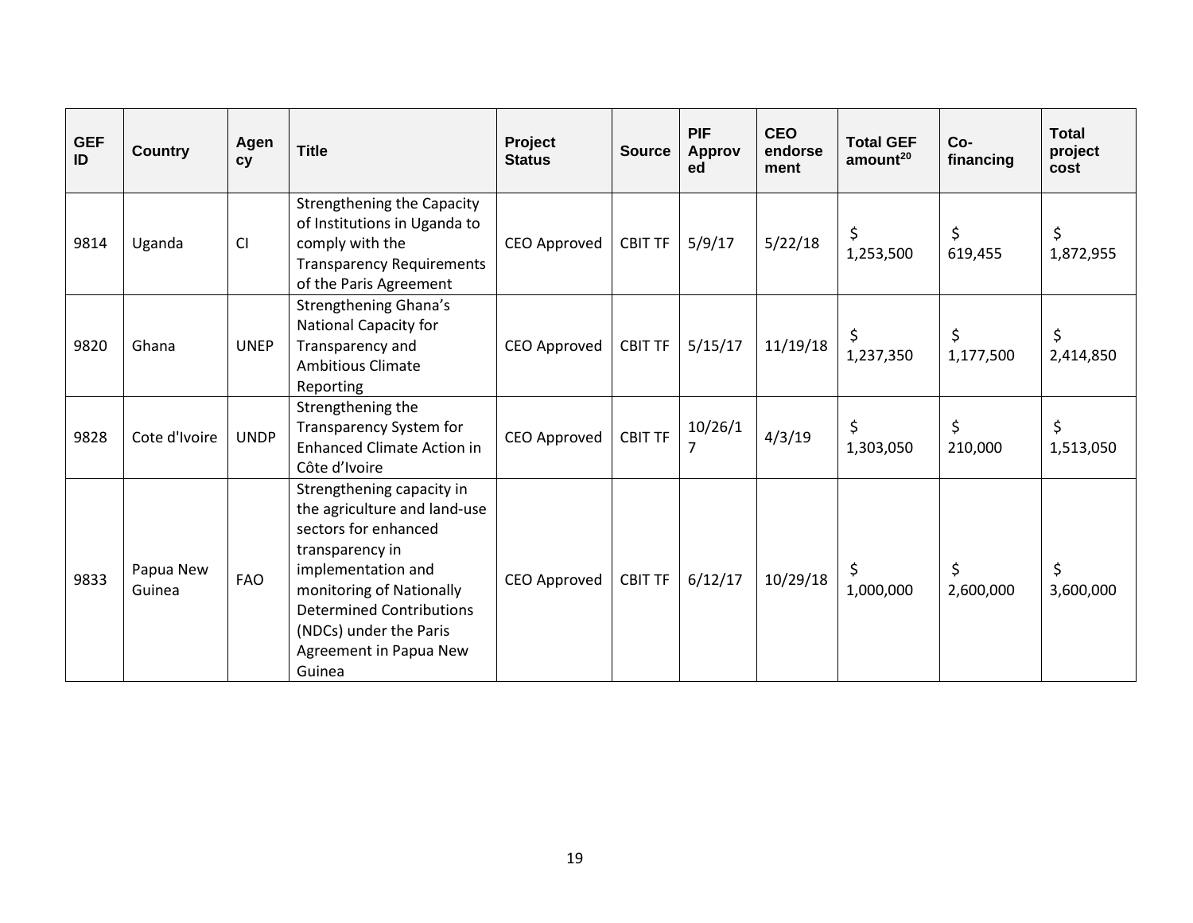| GEF ID | Country | Agency | Title | Project Status | Source | PIF Approved | CEO endorsement | Total GEF amount[20] | Co-financing | Total project cost |
|---|---|---|---|---|---|---|---|---|---|---|
| 9814 | Uganda | CI | Strengthening the Capacity of Institutions in Uganda to comply with the Transparency Requirements of the Paris Agreement | CEO Approved | CBIT TF | 5/9/17 | 5/22/18 | $ 1,253,500 | $ 619,455 | $ 1,872,955 |
| 9820 | Ghana | UNEP | Strengthening Ghana's National Capacity for Transparency and Ambitious Climate Reporting | CEO Approved | CBIT TF | 5/15/17 | 11/19/18 | $ 1,237,350 | $ 1,177,500 | $ 2,414,850 |
| 9828 | Cote d'Ivoire | UNDP | Strengthening the Transparency System for Enhanced Climate Action in Côte d'Ivoire | CEO Approved | CBIT TF | 10/26/17 | 4/3/19 | $ 1,303,050 | $ 210,000 | $ 1,513,050 |
| 9833 | Papua New Guinea | FAO | Strengthening capacity in the agriculture and land-use sectors for enhanced transparency in implementation and monitoring of Nationally Determined Contributions (NDCs) under the Paris Agreement in Papua New Guinea | CEO Approved | CBIT TF | 6/12/17 | 10/29/18 | $ 1,000,000 | $ 2,600,000 | $ 3,600,000 |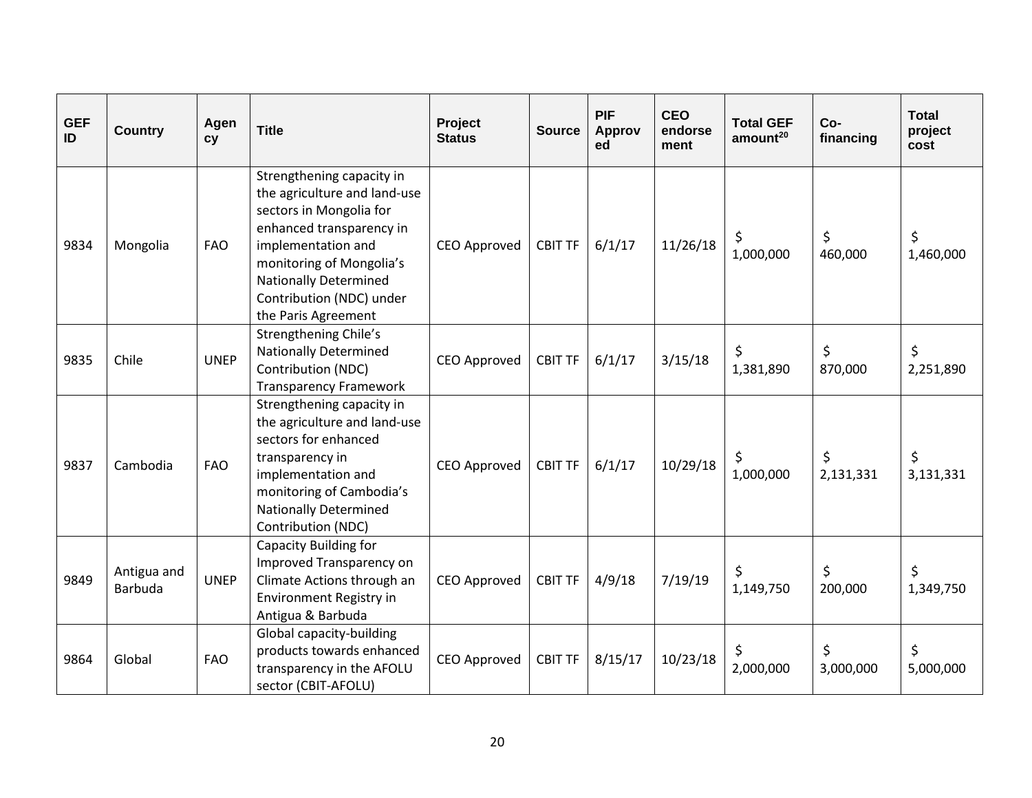| GEF ID | Country | Agency | Title | Project Status | Source | PIF Approved | CEO endorsement | Total GEF amount[20] | Co-financing | Total project cost |
|---|---|---|---|---|---|---|---|---|---|---|
| 9834 | Mongolia | FAO | Strengthening capacity in the agriculture and land-use sectors in Mongolia for enhanced transparency in implementation and monitoring of Mongolia's Nationally Determined Contribution (NDC) under the Paris Agreement | CEO Approved | CBIT TF | 6/1/17 | 11/26/18 | $ 1,000,000 | $ 460,000 | $ 1,460,000 |
| 9835 | Chile | UNEP | Strengthening Chile's Nationally Determined Contribution (NDC) Transparency Framework | CEO Approved | CBIT TF | 6/1/17 | 3/15/18 | $ 1,381,890 | $ 870,000 | $ 2,251,890 |
| 9837 | Cambodia | FAO | Strengthening capacity in the agriculture and land-use sectors for enhanced transparency in implementation and monitoring of Cambodia's Nationally Determined Contribution (NDC) | CEO Approved | CBIT TF | 6/1/17 | 10/29/18 | $ 1,000,000 | $ 2,131,331 | $ 3,131,331 |
| 9849 | Antigua and Barbuda | UNEP | Capacity Building for Improved Transparency on Climate Actions through an Environment Registry in Antigua & Barbuda | CEO Approved | CBIT TF | 4/9/18 | 7/19/19 | $ 1,149,750 | $ 200,000 | $ 1,349,750 |
| 9864 | Global | FAO | Global capacity-building products towards enhanced transparency in the AFOLU sector (CBIT-AFOLU) | CEO Approved | CBIT TF | 8/15/17 | 10/23/18 | $ 2,000,000 | $ 3,000,000 | $ 5,000,000 |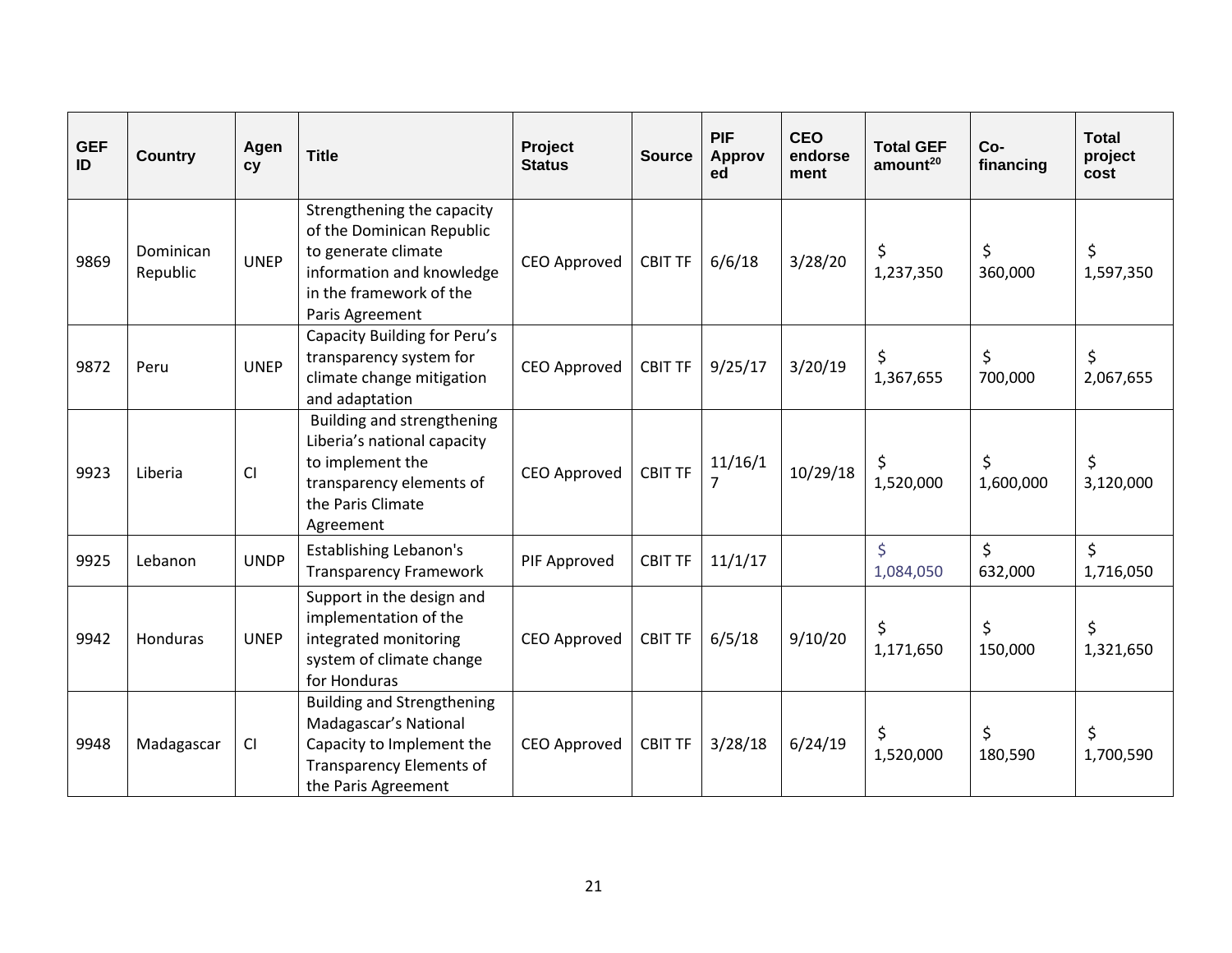| GEF ID | Country | Agency | Title | Project Status | Source | PIF Approved | CEO endorsement | Total GEF amount[20] | Co-financing | Total project cost |
|---|---|---|---|---|---|---|---|---|---|---|
| 9869 | Dominican Republic | UNEP | Strengthening the capacity of the Dominican Republic to generate climate information and knowledge in the framework of the Paris Agreement | CEO Approved | CBIT TF | 6/6/18 | 3/28/20 | $ 1,237,350 | $ 360,000 | $ 1,597,350 |
| 9872 | Peru | UNEP | Capacity Building for Peru's transparency system for climate change mitigation and adaptation | CEO Approved | CBIT TF | 9/25/17 | 3/20/19 | $ 1,367,655 | $ 700,000 | $ 2,067,655 |
| 9923 | Liberia | CI | Building and strengthening Liberia's national capacity to implement the transparency elements of the Paris Climate Agreement | CEO Approved | CBIT TF | 11/16/17 | 10/29/18 | $ 1,520,000 | $ 1,600,000 | $ 3,120,000 |
| 9925 | Lebanon | UNDP | Establishing Lebanon's Transparency Framework | PIF Approved | CBIT TF | 11/1/17 | | $ 1,084,050 | $ 632,000 | $ 1,716,050 |
| 9942 | Honduras | UNEP | Support in the design and implementation of the integrated monitoring system of climate change for Honduras | CEO Approved | CBIT TF | 6/5/18 | 9/10/20 | $ 1,171,650 | $ 150,000 | $ 1,321,650 |
| 9948 | Madagascar | CI | Building and Strengthening Madagascar's National Capacity to Implement the Transparency Elements of the Paris Agreement | CEO Approved | CBIT TF | 3/28/18 | 6/24/19 | $ 1,520,000 | $ 180,590 | $ 1,700,590 |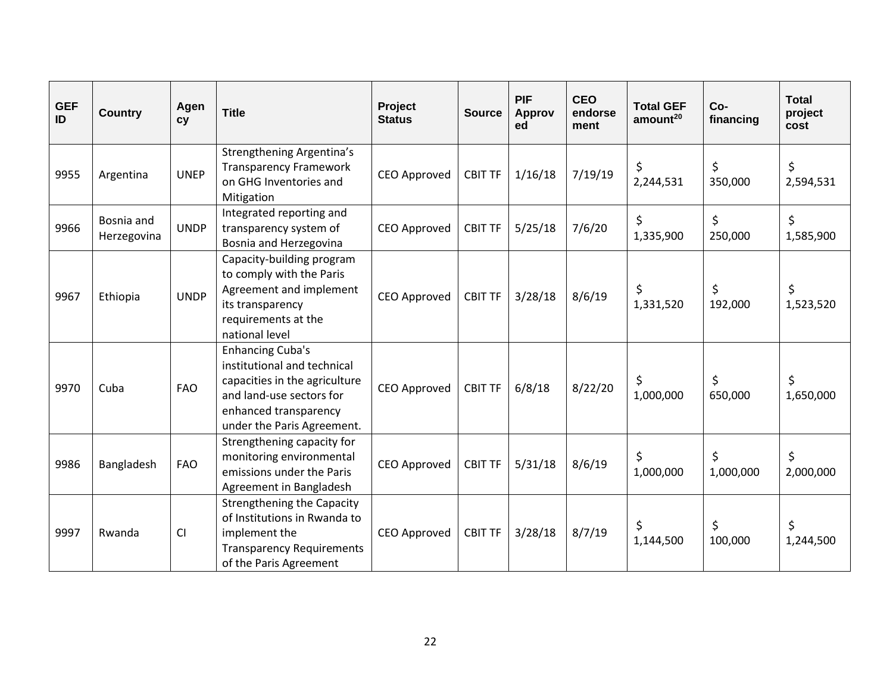| GEF ID | Country | Agency | Title | Project Status | Source | PIF Approved | CEO endorsement | Total GEF amount[20] | Co-financing | Total project cost |
|---|---|---|---|---|---|---|---|---|---|---|
| 9955 | Argentina | UNEP | Strengthening Argentina's Transparency Framework on GHG Inventories and Mitigation | CEO Approved | CBIT TF | 1/16/18 | 7/19/19 | $ 2,244,531 | $ 350,000 | $ 2,594,531 |
| 9966 | Bosnia and Herzegovina | UNDP | Integrated reporting and transparency system of Bosnia and Herzegovina | CEO Approved | CBIT TF | 5/25/18 | 7/6/20 | $ 1,335,900 | $ 250,000 | $ 1,585,900 |
| 9967 | Ethiopia | UNDP | Capacity-building program to comply with the Paris Agreement and implement its transparency requirements at the national level | CEO Approved | CBIT TF | 3/28/18 | 8/6/19 | $ 1,331,520 | $ 192,000 | $ 1,523,520 |
| 9970 | Cuba | FAO | Enhancing Cuba's institutional and technical capacities in the agriculture and land-use sectors for enhanced transparency under the Paris Agreement. | CEO Approved | CBIT TF | 6/8/18 | 8/22/20 | $ 1,000,000 | $ 650,000 | $ 1,650,000 |
| 9986 | Bangladesh | FAO | Strengthening capacity for monitoring environmental emissions under the Paris Agreement in Bangladesh | CEO Approved | CBIT TF | 5/31/18 | 8/6/19 | $ 1,000,000 | $ 1,000,000 | $ 2,000,000 |
| 9997 | Rwanda | CI | Strengthening the Capacity of Institutions in Rwanda to implement the Transparency Requirements of the Paris Agreement | CEO Approved | CBIT TF | 3/28/18 | 8/7/19 | $ 1,144,500 | $ 100,000 | $ 1,244,500 |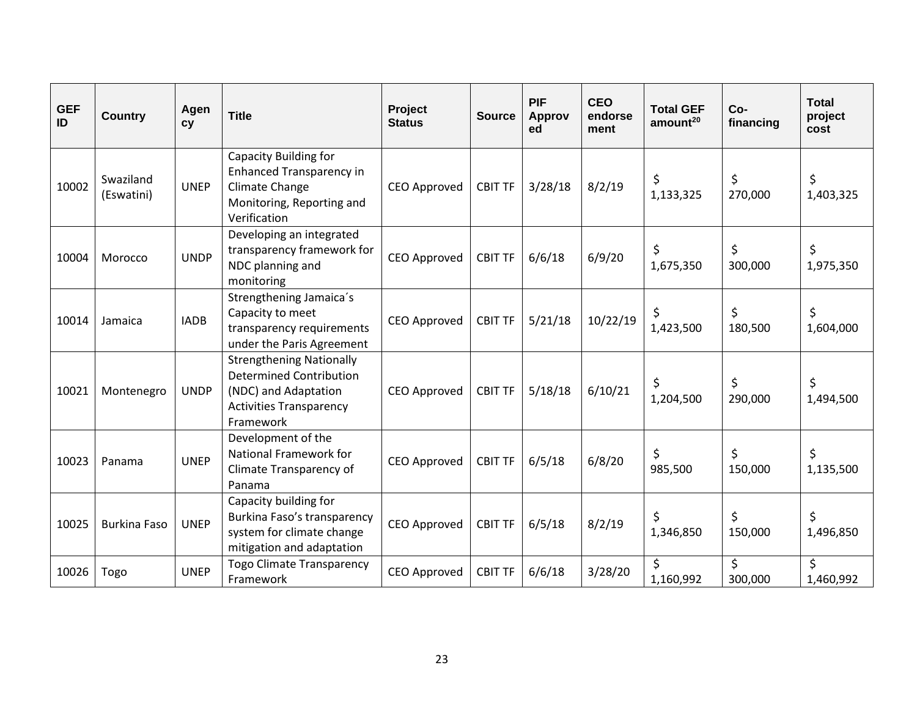| GEF ID | Country | Agency | Title | Project Status | Source | PIF Approved | CEO endorsement | Total GEF amount[20] | Co-financing | Total project cost |
|---|---|---|---|---|---|---|---|---|---|---|
| 10002 | Swaziland (Eswatini) | UNEP | Capacity Building for Enhanced Transparency in Climate Change Monitoring, Reporting and Verification | CEO Approved | CBIT TF | 3/28/18 | 8/2/19 | $ 1,133,325 | $ 270,000 | $ 1,403,325 |
| 10004 | Morocco | UNDP | Developing an integrated transparency framework for NDC planning and monitoring | CEO Approved | CBIT TF | 6/6/18 | 6/9/20 | $ 1,675,350 | $ 300,000 | $ 1,975,350 |
| 10014 | Jamaica | IADB | Strengthening Jamaica´s Capacity to meet transparency requirements under the Paris Agreement | CEO Approved | CBIT TF | 5/21/18 | 10/22/19 | $ 1,423,500 | $ 180,500 | $ 1,604,000 |
| 10021 | Montenegro | UNDP | Strengthening Nationally Determined Contribution (NDC) and Adaptation Activities Transparency Framework | CEO Approved | CBIT TF | 5/18/18 | 6/10/21 | $ 1,204,500 | $ 290,000 | $ 1,494,500 |
| 10023 | Panama | UNEP | Development of the National Framework for Climate Transparency of Panama | CEO Approved | CBIT TF | 6/5/18 | 6/8/20 | $ 985,500 | $ 150,000 | $ 1,135,500 |
| 10025 | Burkina Faso | UNEP | Capacity building for Burkina Faso's transparency system for climate change mitigation and adaptation | CEO Approved | CBIT TF | 6/5/18 | 8/2/19 | $ 1,346,850 | $ 150,000 | $ 1,496,850 |
| 10026 | Togo | UNEP | Togo Climate Transparency Framework | CEO Approved | CBIT TF | 6/6/18 | 3/28/20 | $ 1,160,992 | $ 300,000 | $ 1,460,992 |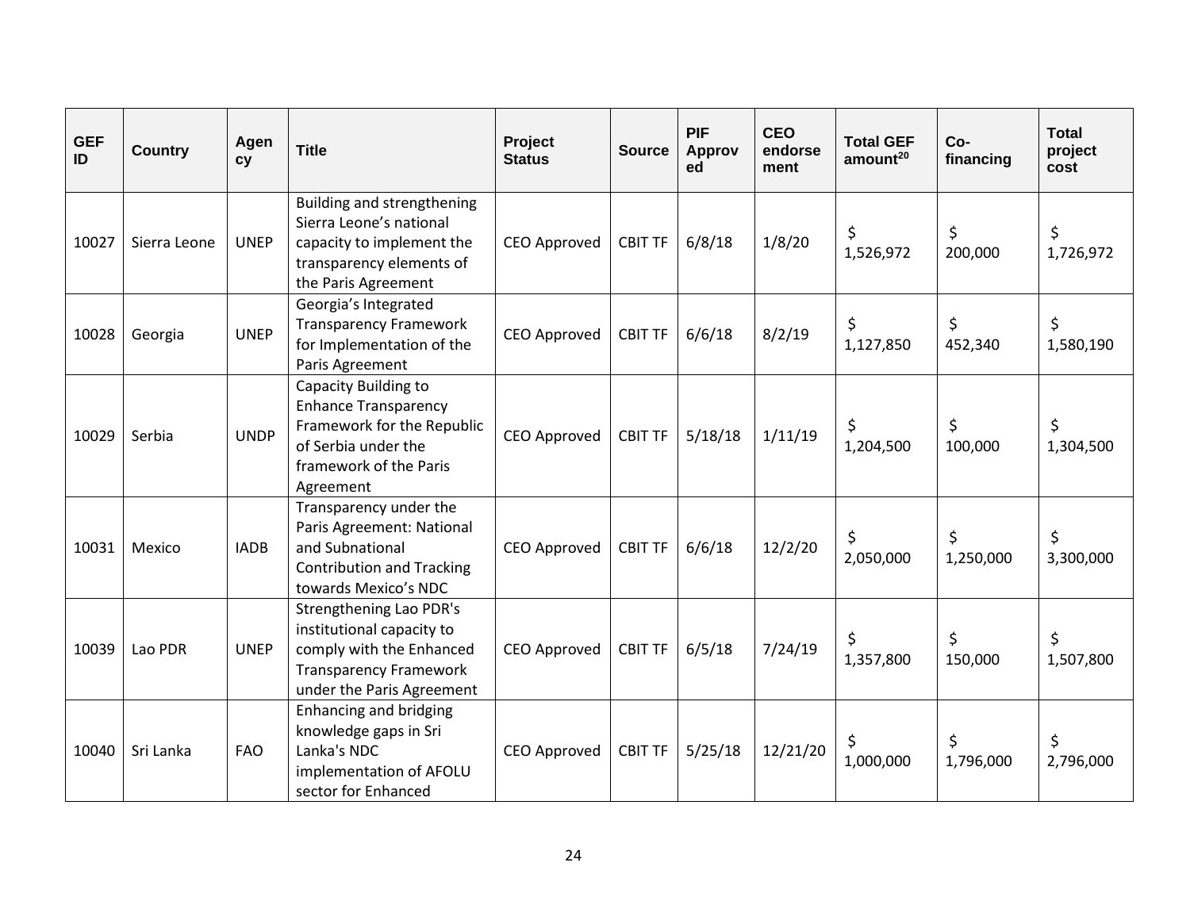| GEF ID | Country | Agency | Title | Project Status | Source | PIF Approved | CEO endorsement | Total GEF amount[20] | Co-financing | Total project cost |
|---|---|---|---|---|---|---|---|---|---|---|
| 10027 | Sierra Leone | UNEP | Building and strengthening Sierra Leone's national capacity to implement the transparency elements of the Paris Agreement | CEO Approved | CBIT TF | 6/8/18 | 1/8/20 | $ 1,526,972 | $ 200,000 | $ 1,726,972 |
| 10028 | Georgia | UNEP | Georgia's Integrated Transparency Framework for Implementation of the Paris Agreement | CEO Approved | CBIT TF | 6/6/18 | 8/2/19 | $ 1,127,850 | $ 452,340 | $ 1,580,190 |
| 10029 | Serbia | UNDP | Capacity Building to Enhance Transparency Framework for the Republic of Serbia under the framework of the Paris Agreement | CEO Approved | CBIT TF | 5/18/18 | 1/11/19 | $ 1,204,500 | $ 100,000 | $ 1,304,500 |
| 10031 | Mexico | IADB | Transparency under the Paris Agreement: National and Subnational Contribution and Tracking towards Mexico's NDC | CEO Approved | CBIT TF | 6/6/18 | 12/2/20 | $ 2,050,000 | $ 1,250,000 | $ 3,300,000 |
| 10039 | Lao PDR | UNEP | Strengthening Lao PDR's institutional capacity to comply with the Enhanced Transparency Framework under the Paris Agreement | CEO Approved | CBIT TF | 6/5/18 | 7/24/19 | $ 1,357,800 | $ 150,000 | $ 1,507,800 |
| 10040 | Sri Lanka | FAO | Enhancing and bridging knowledge gaps in Sri Lanka's NDC implementation of AFOLU sector for Enhanced | CEO Approved | CBIT TF | 5/25/18 | 12/21/20 | $ 1,000,000 | $ 1,796,000 | $ 2,796,000 |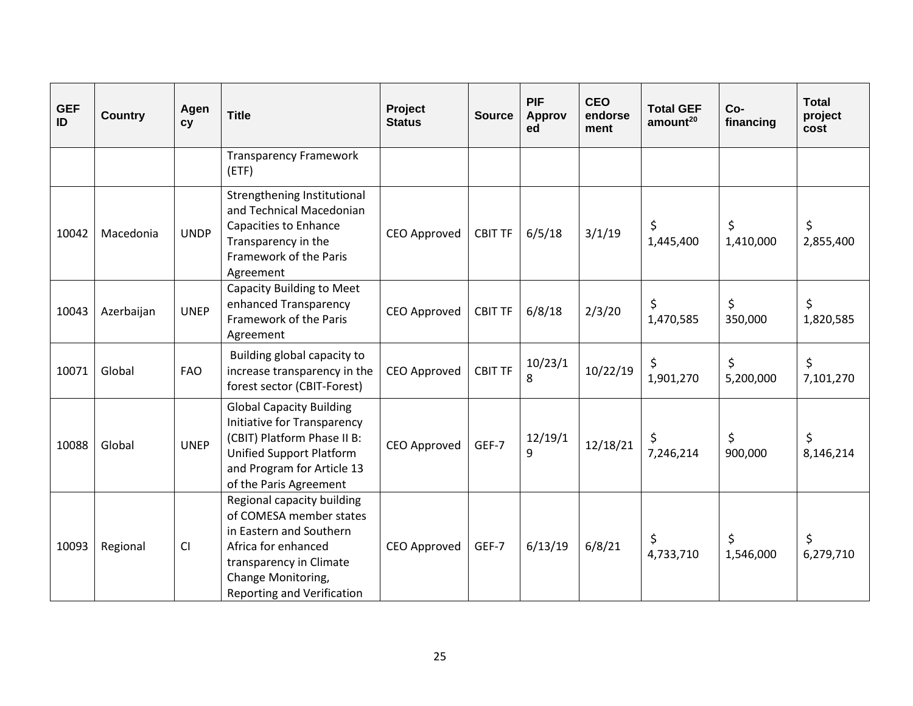| GEF ID | Country | Agency | Title | Project Status | Source | PIF Approved | CEO endorsement | Total GEF amount[20] | Co-financing | Total project cost |
|---|---|---|---|---|---|---|---|---|---|---|
| | | | Transparency Framework (ETF) | | | | | | | |
| 10042 | Macedonia | UNDP | Strengthening Institutional and Technical Macedonian Capacities to Enhance Transparency in the Framework of the Paris Agreement | CEO Approved | CBIT TF | 6/5/18 | 3/1/19 | $ 1,445,400 | $ 1,410,000 | $ 2,855,400 |
| 10043 | Azerbaijan | UNEP | Capacity Building to Meet enhanced Transparency Framework of the Paris Agreement | CEO Approved | CBIT TF | 6/8/18 | 2/3/20 | $ 1,470,585 | $ 350,000 | $ 1,820,585 |
| 10071 | Global | FAO | Building global capacity to increase transparency in the forest sector (CBIT-Forest) | CEO Approved | CBIT TF | 10/23/18 | 10/22/19 | $ 1,901,270 | $ 5,200,000 | $ 7,101,270 |
| 10088 | Global | UNEP | Global Capacity Building Initiative for Transparency (CBIT) Platform Phase II B: Unified Support Platform and Program for Article 13 of the Paris Agreement | CEO Approved | GEF-7 | 12/19/19 | 12/18/21 | $ 7,246,214 | $ 900,000 | $ 8,146,214 |
| 10093 | Regional | CI | Regional capacity building of COMESA member states in Eastern and Southern Africa for enhanced transparency in Climate Change Monitoring, Reporting and Verification | CEO Approved | GEF-7 | 6/13/19 | 6/8/21 | $ 4,733,710 | $ 1,546,000 | $ 6,279,710 |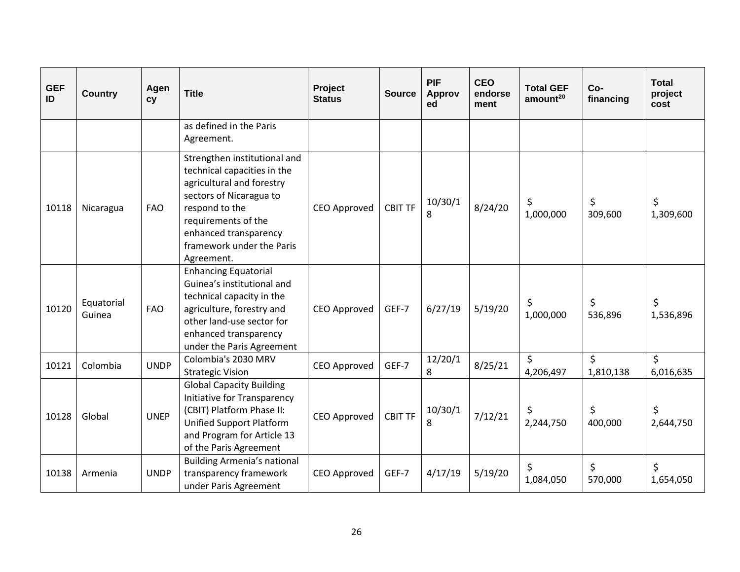| GEF ID | Country | Agency | Title | Project Status | Source | PIF Approved | CEO endorsement | Total GEF amount[20] | Co-financing | Total project cost |
|---|---|---|---|---|---|---|---|---|---|---|
| | | | as defined in the Paris Agreement. | | | | | | | |
| 10118 | Nicaragua | FAO | Strengthen institutional and technical capacities in the agricultural and forestry sectors of Nicaragua to respond to the requirements of the enhanced transparency framework under the Paris Agreement. | CEO Approved | CBIT TF | 10/30/18 | 8/24/20 | $ 1,000,000 | $ 309,600 | $ 1,309,600 |
| 10120 | Equatorial Guinea | FAO | Enhancing Equatorial Guinea's institutional and technical capacity in the agriculture, forestry and other land-use sector for enhanced transparency under the Paris Agreement | CEO Approved | GEF-7 | 6/27/19 | 5/19/20 | $ 1,000,000 | $ 536,896 | $ 1,536,896 |
| 10121 | Colombia | UNDP | Colombia's 2030 MRV Strategic Vision | CEO Approved | GEF-7 | 12/20/18 | 8/25/21 | $ 4,206,497 | $ 1,810,138 | $ 6,016,635 |
| 10128 | Global | UNEP | Global Capacity Building Initiative for Transparency (CBIT) Platform Phase II: Unified Support Platform and Program for Article 13 of the Paris Agreement | CEO Approved | CBIT TF | 10/30/18 | 7/12/21 | $ 2,244,750 | $ 400,000 | $ 2,644,750 |
| 10138 | Armenia | UNDP | Building Armenia's national transparency framework under Paris Agreement | CEO Approved | GEF-7 | 4/17/19 | 5/19/20 | $ 1,084,050 | $ 570,000 | $ 1,654,050 |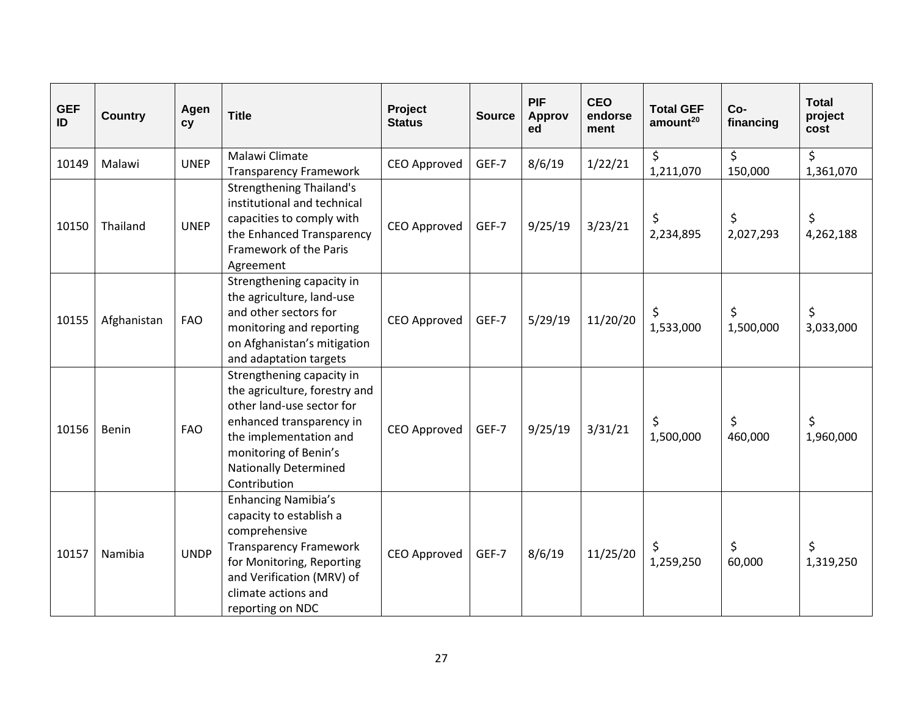| GEF ID | Country | Agency | Title | Project Status | Source | PIF Approved | CEO endorsement | Total GEF amount[20] | Co-financing | Total project cost |
|---|---|---|---|---|---|---|---|---|---|---|
| 10149 | Malawi | UNEP | Malawi Climate Transparency Framework | CEO Approved | GEF-7 | 8/6/19 | 1/22/21 | $ 1,211,070 | $ 150,000 | $ 1,361,070 |
| 10150 | Thailand | UNEP | Strengthening Thailand's institutional and technical capacities to comply with the Enhanced Transparency Framework of the Paris Agreement | CEO Approved | GEF-7 | 9/25/19 | 3/23/21 | $ 2,234,895 | $ 2,027,293 | $ 4,262,188 |
| 10155 | Afghanistan | FAO | Strengthening capacity in the agriculture, land-use and other sectors for monitoring and reporting on Afghanistan's mitigation and adaptation targets | CEO Approved | GEF-7 | 5/29/19 | 11/20/20 | $ 1,533,000 | $ 1,500,000 | $ 3,033,000 |
| 10156 | Benin | FAO | Strengthening capacity in the agriculture, forestry and other land-use sector for enhanced transparency in the implementation and monitoring of Benin's Nationally Determined Contribution | CEO Approved | GEF-7 | 9/25/19 | 3/31/21 | $ 1,500,000 | $ 460,000 | $ 1,960,000 |
| 10157 | Namibia | UNDP | Enhancing Namibia's capacity to establish a comprehensive Transparency Framework for Monitoring, Reporting and Verification (MRV) of climate actions and reporting on NDC | CEO Approved | GEF-7 | 8/6/19 | 11/25/20 | $ 1,259,250 | $ 60,000 | $ 1,319,250 |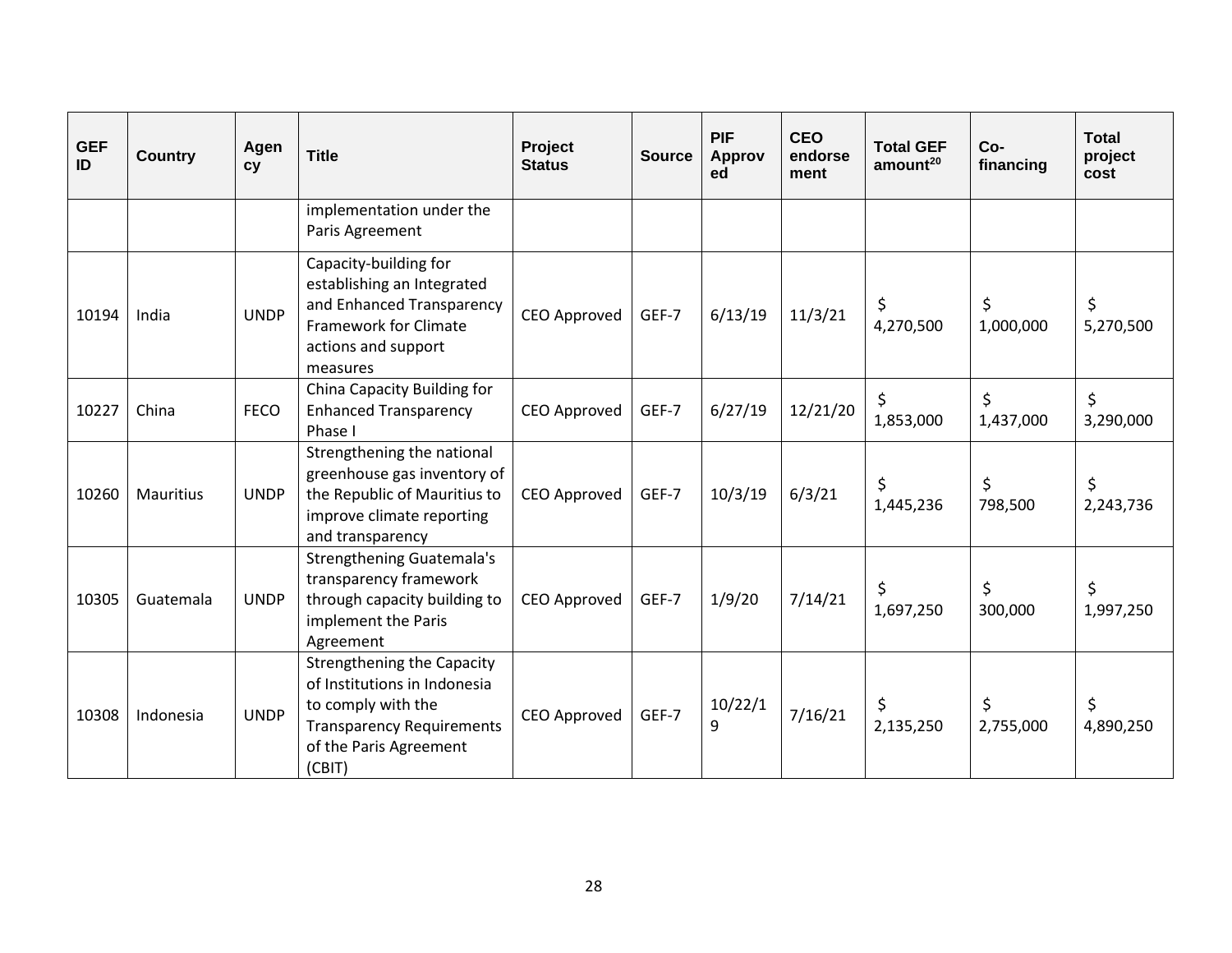| GEF ID | Country | Agency | Title | Project Status | Source | PIF Approved | CEO endorsement | Total GEF amount[20] | Co-financing | Total project cost |
|---|---|---|---|---|---|---|---|---|---|---|
| | | | implementation under the Paris Agreement | | | | | | | |
| 10194 | India | UNDP | Capacity-building for establishing an Integrated and Enhanced Transparency Framework for Climate actions and support measures | CEO Approved | GEF-7 | 6/13/19 | 11/3/21 | $ 4,270,500 | $ 1,000,000 | $ 5,270,500 |
| 10227 | China | FECO | China Capacity Building for Enhanced Transparency Phase I | CEO Approved | GEF-7 | 6/27/19 | 12/21/20 | $ 1,853,000 | $ 1,437,000 | $ 3,290,000 |
| 10260 | Mauritius | UNDP | Strengthening the national greenhouse gas inventory of the Republic of Mauritius to improve climate reporting and transparency | CEO Approved | GEF-7 | 10/3/19 | 6/3/21 | $ 1,445,236 | $ 798,500 | $ 2,243,736 |
| 10305 | Guatemala | UNDP | Strengthening Guatemala's transparency framework through capacity building to implement the Paris Agreement | CEO Approved | GEF-7 | 1/9/20 | 7/14/21 | $ 1,697,250 | $ 300,000 | $ 1,997,250 |
| 10308 | Indonesia | UNDP | Strengthening the Capacity of Institutions in Indonesia to comply with the Transparency Requirements of the Paris Agreement (CBIT) | CEO Approved | GEF-7 | 10/22/19 | 7/16/21 | $ 2,135,250 | $ 2,755,000 | $ 4,890,250 |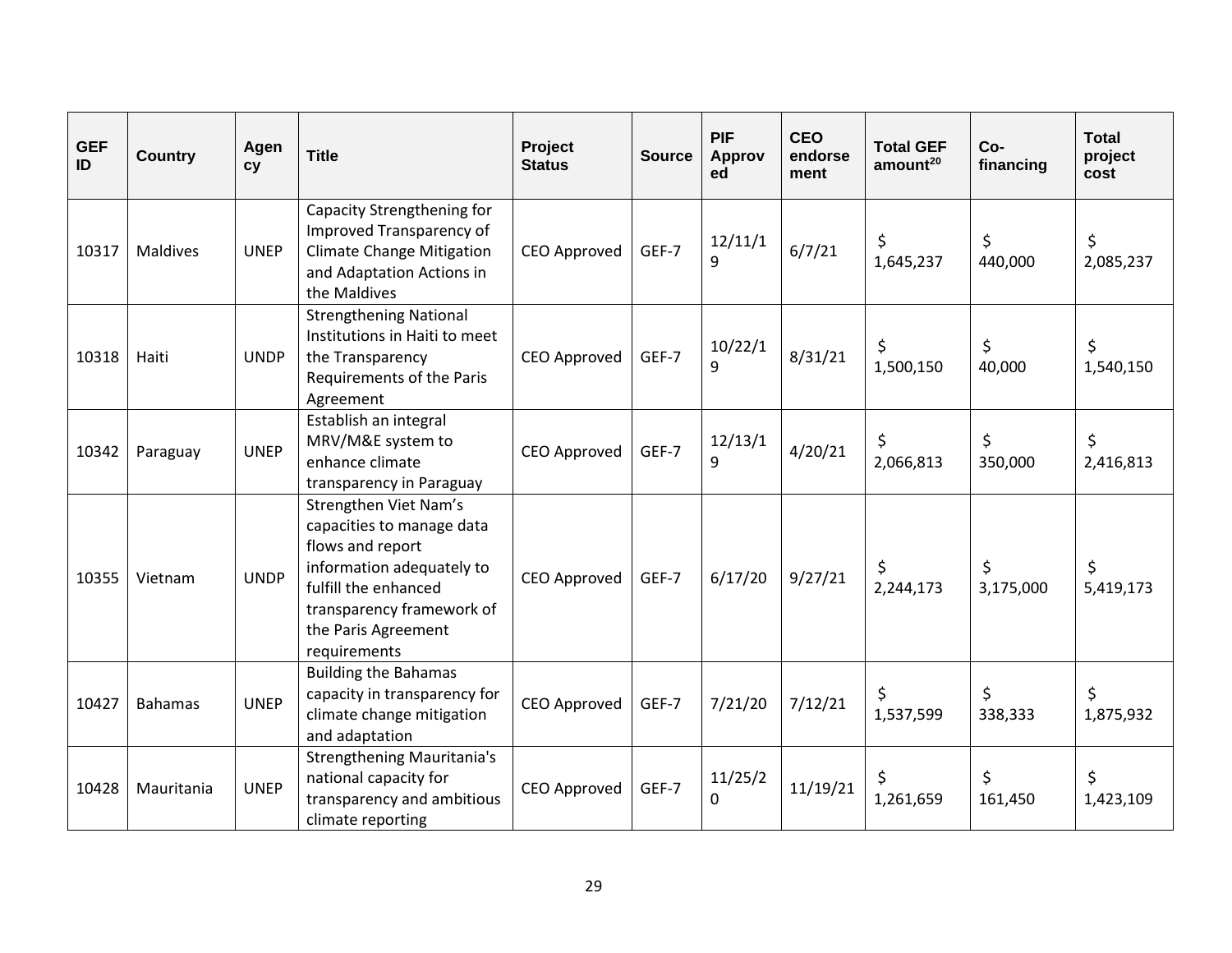| GEF ID | Country | Agency | Title | Project Status | Source | PIF Approved | CEO endorsement | Total GEF amount[20] | Co-financing | Total project cost |
|---|---|---|---|---|---|---|---|---|---|---|
| 10317 | Maldives | UNEP | Capacity Strengthening for Improved Transparency of Climate Change Mitigation and Adaptation Actions in the Maldives | CEO Approved | GEF-7 | 12/11/19 | 6/7/21 | $ 1,645,237 | $ 440,000 | $ 2,085,237 |
| 10318 | Haiti | UNDP | Strengthening National Institutions in Haiti to meet the Transparency Requirements of the Paris Agreement | CEO Approved | GEF-7 | 10/22/19 | 8/31/21 | $ 1,500,150 | $ 40,000 | $ 1,540,150 |
| 10342 | Paraguay | UNEP | Establish an integral MRV/M&E system to enhance climate transparency in Paraguay | CEO Approved | GEF-7 | 12/13/19 | 4/20/21 | $ 2,066,813 | $ 350,000 | $ 2,416,813 |
| 10355 | Vietnam | UNDP | Strengthen Viet Nam's capacities to manage data flows and report information adequately to fulfill the enhanced transparency framework of the Paris Agreement requirements | CEO Approved | GEF-7 | 6/17/20 | 9/27/21 | $ 2,244,173 | $ 3,175,000 | $ 5,419,173 |
| 10427 | Bahamas | UNEP | Building the Bahamas capacity in transparency for climate change mitigation and adaptation | CEO Approved | GEF-7 | 7/21/20 | 7/12/21 | $ 1,537,599 | $ 338,333 | $ 1,875,932 |
| 10428 | Mauritania | UNEP | Strengthening Mauritania's national capacity for transparency and ambitious climate reporting | CEO Approved | GEF-7 | 11/25/20 | 11/19/21 | $ 1,261,659 | $ 161,450 | $ 1,423,109 |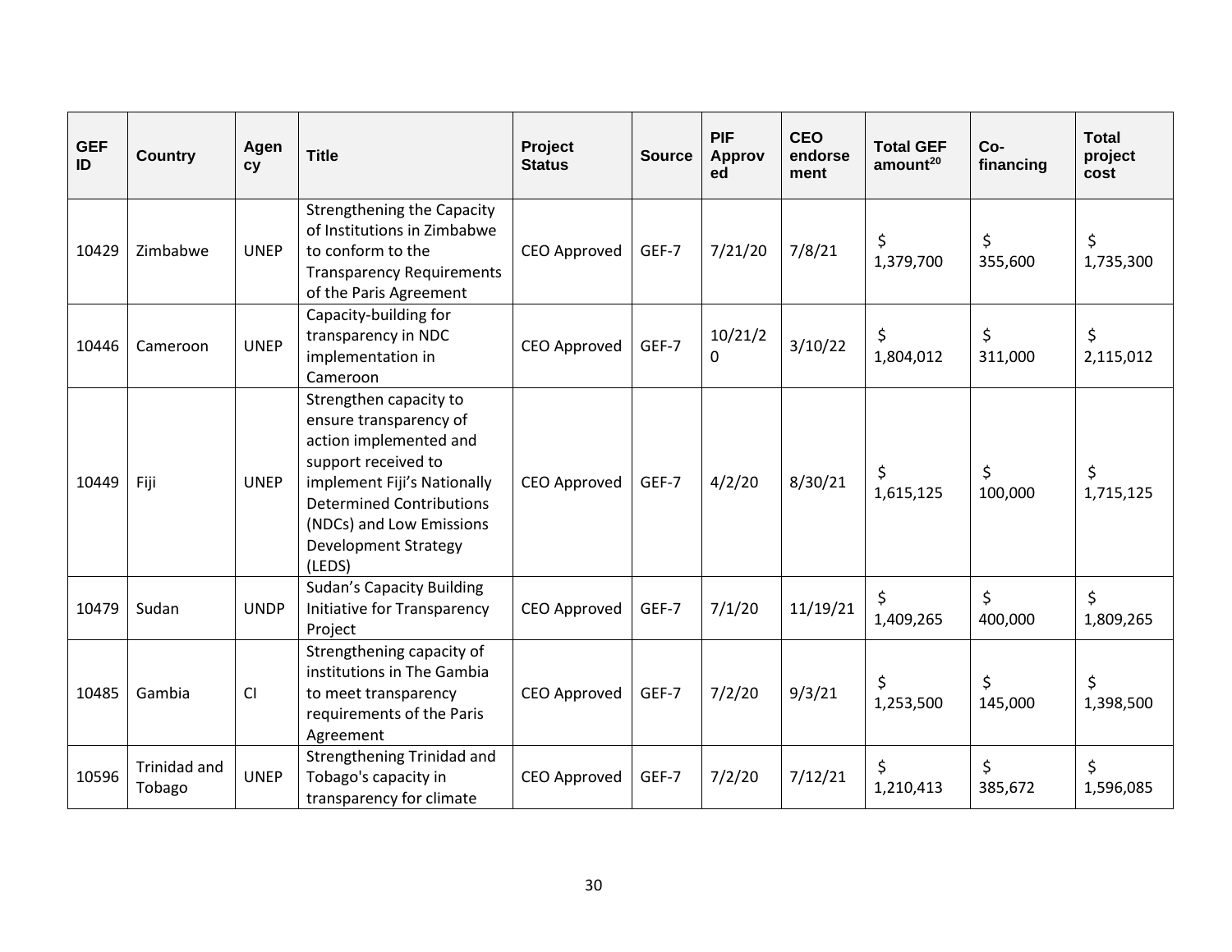| GEF ID | Country | Agency | Title | Project Status | Source | PIF Approved | CEO endorsement | Total GEF amount[20] | Co-financing | Total project cost |
|---|---|---|---|---|---|---|---|---|---|---|
| 10429 | Zimbabwe | UNEP | Strengthening the Capacity of Institutions in Zimbabwe to conform to the Transparency Requirements of the Paris Agreement | CEO Approved | GEF-7 | 7/21/20 | 7/8/21 | $ 1,379,700 | $ 355,600 | $ 1,735,300 |
| 10446 | Cameroon | UNEP | Capacity-building for transparency in NDC implementation in Cameroon | CEO Approved | GEF-7 | 10/21/20 | 3/10/22 | $ 1,804,012 | $ 311,000 | $ 2,115,012 |
| 10449 | Fiji | UNEP | Strengthen capacity to ensure transparency of action implemented and support received to implement Fiji's Nationally Determined Contributions (NDCs) and Low Emissions Development Strategy (LEDS) | CEO Approved | GEF-7 | 4/2/20 | 8/30/21 | $ 1,615,125 | $ 100,000 | $ 1,715,125 |
| 10479 | Sudan | UNDP | Sudan's Capacity Building Initiative for Transparency Project | CEO Approved | GEF-7 | 7/1/20 | 11/19/21 | $ 1,409,265 | $ 400,000 | $ 1,809,265 |
| 10485 | Gambia | CI | Strengthening capacity of institutions in The Gambia to meet transparency requirements of the Paris Agreement | CEO Approved | GEF-7 | 7/2/20 | 9/3/21 | $ 1,253,500 | $ 145,000 | $ 1,398,500 |
| 10596 | Trinidad and Tobago | UNEP | Strengthening Trinidad and Tobago's capacity in transparency for climate | CEO Approved | GEF-7 | 7/2/20 | 7/12/21 | $ 1,210,413 | $ 385,672 | $ 1,596,085 |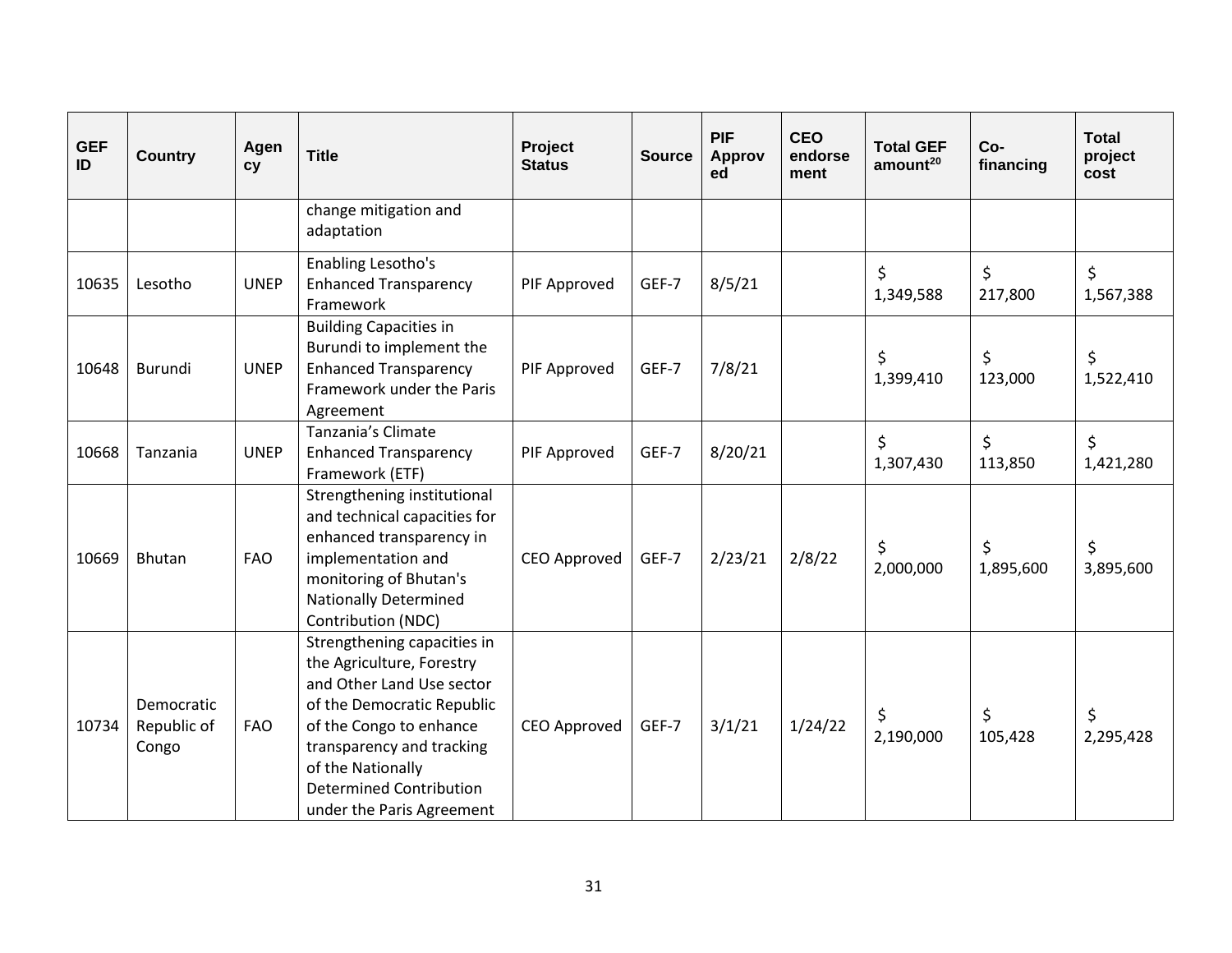| GEF ID | Country | Agency | Title | Project Status | Source | PIF Approved | CEO endorsement | Total GEF amount[20] | Co-financing | Total project cost |
|---|---|---|---|---|---|---|---|---|---|---|
| | | | change mitigation and adaptation | | | | | | | |
| 10635 | Lesotho | UNEP | Enabling Lesotho's Enhanced Transparency Framework | PIF Approved | GEF-7 | 8/5/21 | | $ 1,349,588 | $ 217,800 | $ 1,567,388 |
| 10648 | Burundi | UNEP | Building Capacities in Burundi to implement the Enhanced Transparency Framework under the Paris Agreement | PIF Approved | GEF-7 | 7/8/21 | | $ 1,399,410 | $ 123,000 | $ 1,522,410 |
| 10668 | Tanzania | UNEP | Tanzania's Climate Enhanced Transparency Framework (ETF) | PIF Approved | GEF-7 | 8/20/21 | | $ 1,307,430 | $ 113,850 | $ 1,421,280 |
| 10669 | Bhutan | FAO | Strengthening institutional and technical capacities for enhanced transparency in implementation and monitoring of Bhutan's Nationally Determined Contribution (NDC) | CEO Approved | GEF-7 | 2/23/21 | 2/8/22 | $ 2,000,000 | $ 1,895,600 | $ 3,895,600 |
| 10734 | Democratic Republic of Congo | FAO | Strengthening capacities in the Agriculture, Forestry and Other Land Use sector of the Democratic Republic of the Congo to enhance transparency and tracking of the Nationally Determined Contribution under the Paris Agreement | CEO Approved | GEF-7 | 3/1/21 | 1/24/22 | $ 2,190,000 | $ 105,428 | $ 2,295,428 |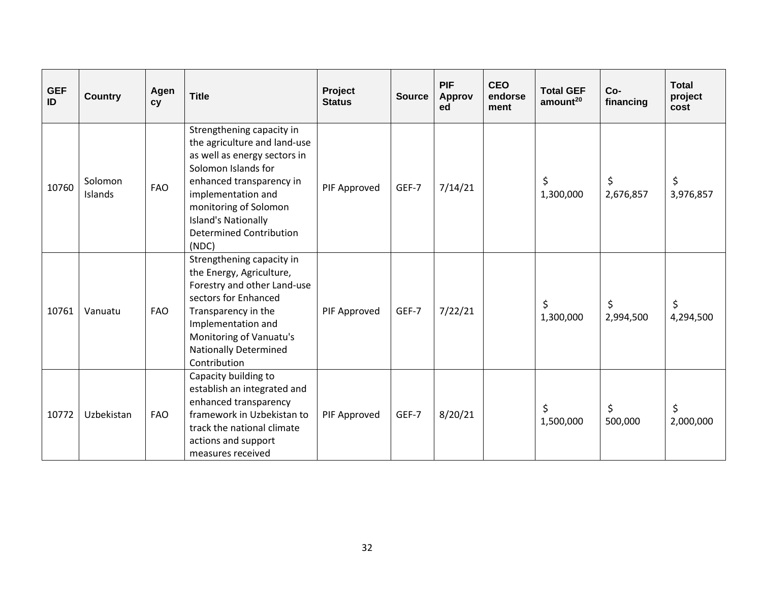| GEF ID | Country | Agency | Title | Project Status | Source | PIF Approved | CEO endorsement | Total GEF amount[20] | Co-financing | Total project cost |
|---|---|---|---|---|---|---|---|---|---|---|
| 10760 | Solomon Islands | FAO | Strengthening capacity in the agriculture and land-use as well as energy sectors in Solomon Islands for enhanced transparency in implementation and monitoring of Solomon Island's Nationally Determined Contribution (NDC) | PIF Approved | GEF-7 | 7/14/21 | | $ 1,300,000 | $ 2,676,857 | $ 3,976,857 |
| 10761 | Vanuatu | FAO | Strengthening capacity in the Energy, Agriculture, Forestry and other Land-use sectors for Enhanced Transparency in the Implementation and Monitoring of Vanuatu's Nationally Determined Contribution | PIF Approved | GEF-7 | 7/22/21 | | $ 1,300,000 | $ 2,994,500 | $ 4,294,500 |
| 10772 | Uzbekistan | FAO | Capacity building to establish an integrated and enhanced transparency framework in Uzbekistan to track the national climate actions and support measures received | PIF Approved | GEF-7 | 8/20/21 | | $ 1,500,000 | $ 500,000 | $ 2,000,000 |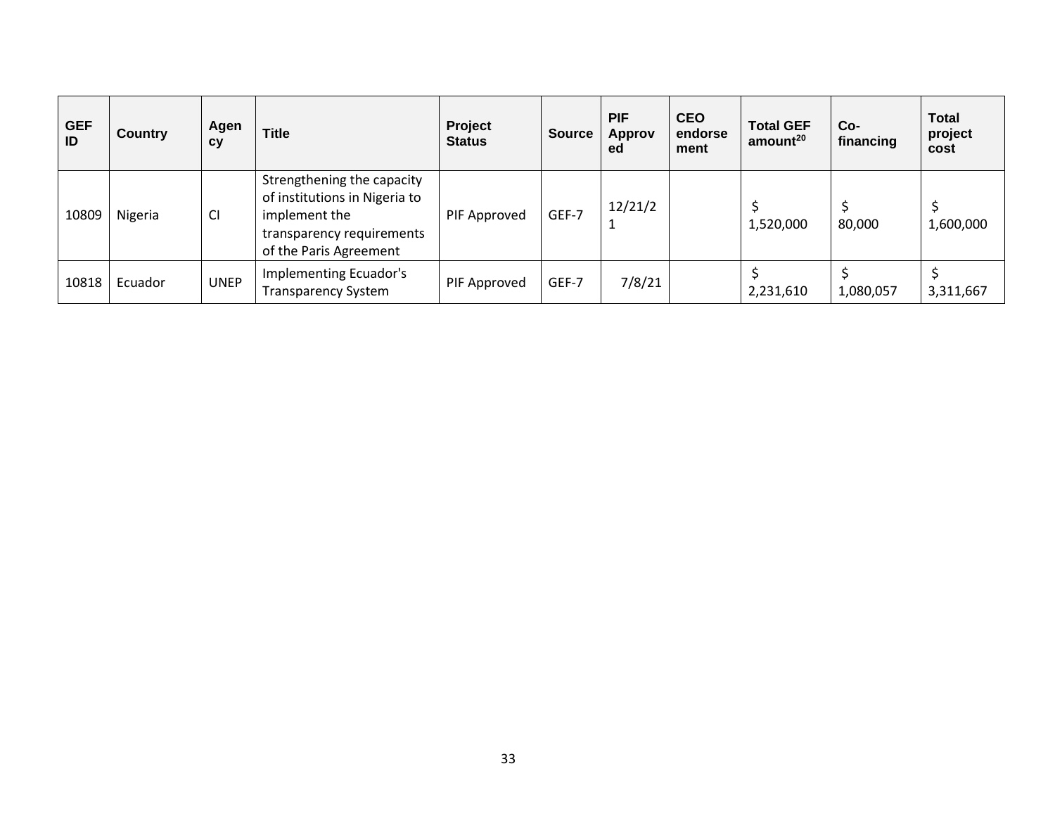| GEF ID | Country | Agency | Title | Project Status | Source | PIF Approved | CEO endorsement | Total GEF amount[20] | Co-financing | Total project cost |
|---|---|---|---|---|---|---|---|---|---|---|
| 10809 | Nigeria | CI | Strengthening the capacity of institutions in Nigeria to implement the transparency requirements of the Paris Agreement | PIF Approved | GEF-7 | 12/21/21 | | $ 1,520,000 | $ 80,000 | $ 1,600,000 |
| 10818 | Ecuador | UNEP | Implementing Ecuador's Transparency System | PIF Approved | GEF-7 | 7/8/21 | | $ 2,231,610 | $ 1,080,057 | $ 3,311,667 |